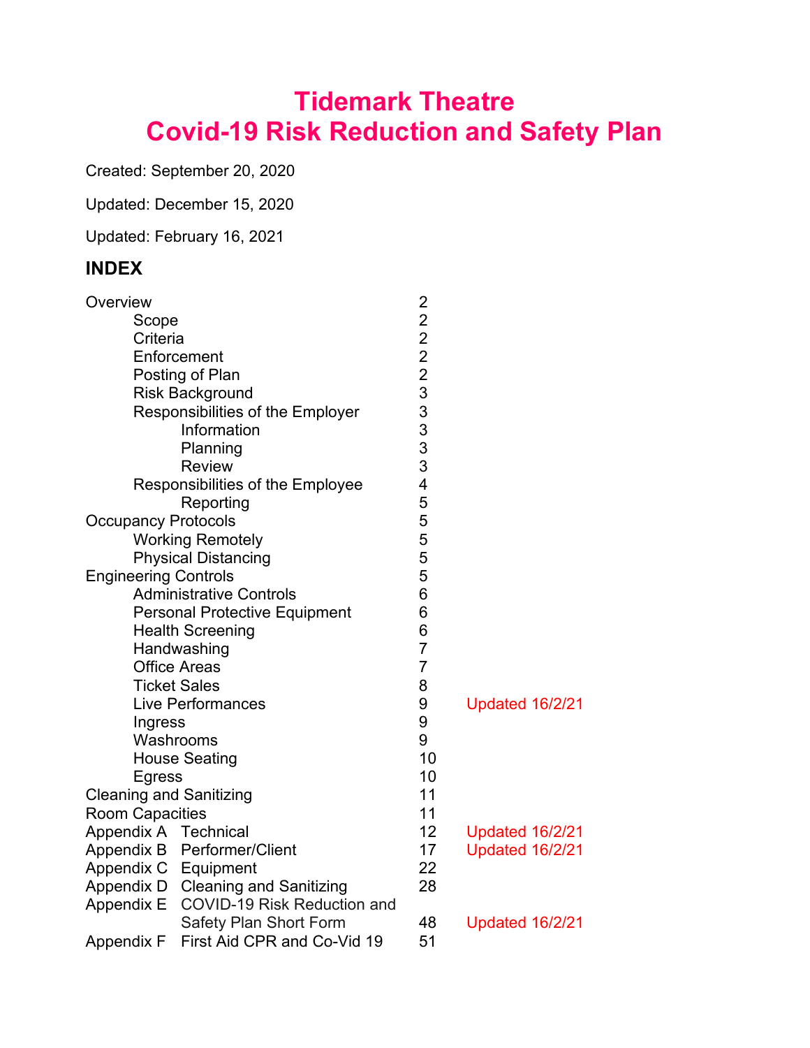# Tidemark Theatre
# Covid-19 Risk Reduction and Safety Plan

Created: September 20, 2020

Updated: December 15, 2020

Updated: February 16, 2021

## INDEX

| Section | Page | Notes |
|---|---|---|
| Overview | 2 | |
| Scope | 2 | |
| Criteria | 2 | |
| Enforcement | 2 | |
| Posting of Plan | 2 | |
| Risk Background | 3 | |
| Responsibilities of the Employer | 3 | |
| Information | 3 | |
| Planning | 3 | |
| Review | 3 | |
| Responsibilities of the Employee | 4 | |
| Reporting | 5 | |
| Occupancy Protocols | 5 | |
| Working Remotely | 5 | |
| Physical Distancing | 5 | |
| Engineering Controls | 5 | |
| Administrative Controls | 6 | |
| Personal Protective Equipment | 6 | |
| Health Screening | 6 | |
| Handwashing | 7 | |
| Office Areas | 7 | |
| Ticket Sales | 8 | |
| Live Performances | 9 | Updated 16/2/21 |
| Ingress | 9 | |
| Washrooms | 9 | |
| House Seating | 10 | |
| Egress | 10 | |
| Cleaning and Sanitizing | 11 | |
| Room Capacities | 11 | |
| Appendix A Technical | 12 | Updated 16/2/21 |
| Appendix B Performer/Client | 17 | Updated 16/2/21 |
| Appendix C Equipment | 22 | |
| Appendix D Cleaning and Sanitizing | 28 | |
| Appendix E COVID-19 Risk Reduction and Safety Plan Short Form | 48 | Updated 16/2/21 |
| Appendix F First Aid CPR and Co-Vid 19 | 51 | |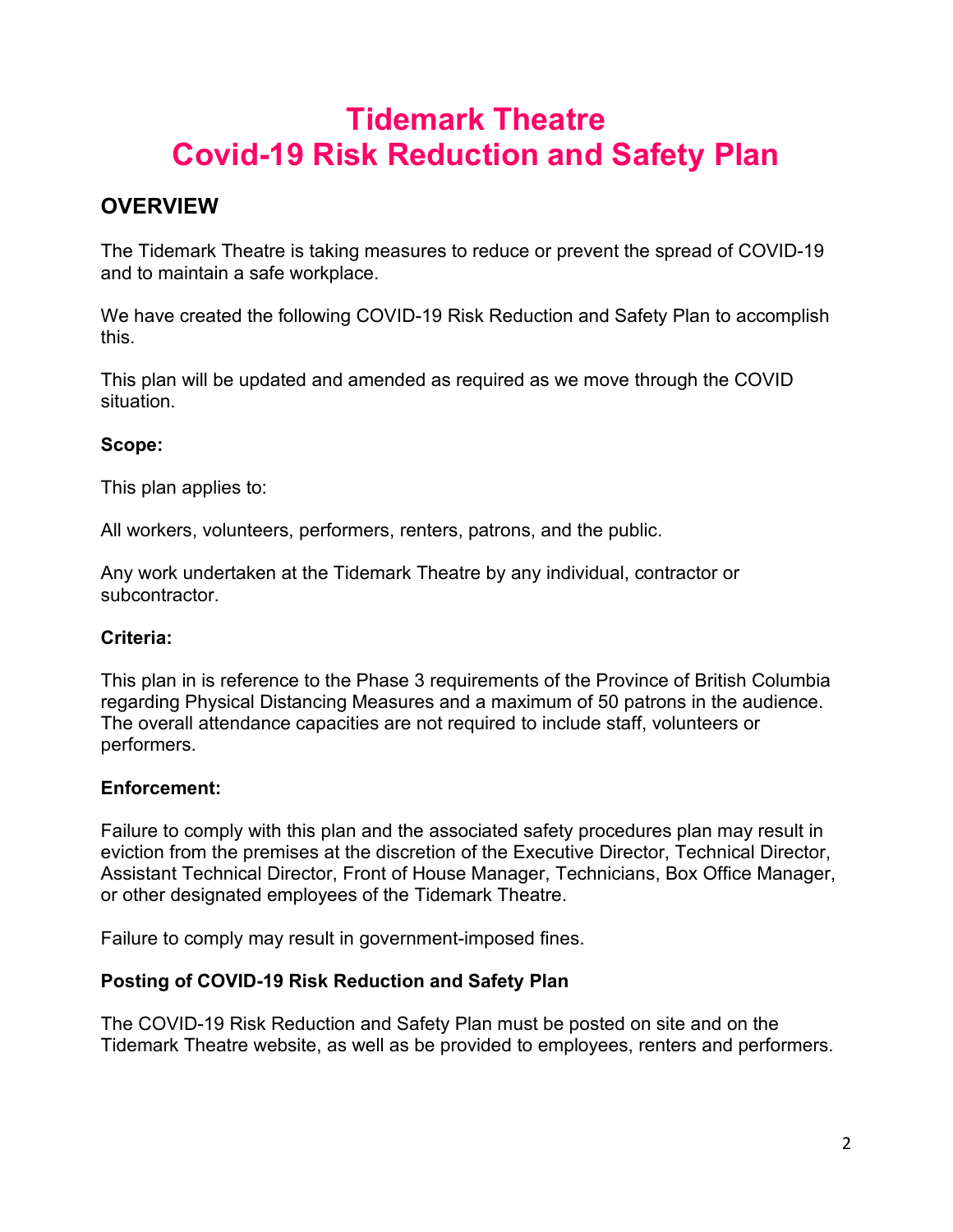# Tidemark Theatre
# Covid-19 Risk Reduction and Safety Plan

## OVERVIEW

The Tidemark Theatre is taking measures to reduce or prevent the spread of COVID-19 and to maintain a safe workplace.

We have created the following COVID-19 Risk Reduction and Safety Plan to accomplish this.

This plan will be updated and amended as required as we move through the COVID situation.

**Scope:**

This plan applies to:

All workers, volunteers, performers, renters, patrons, and the public.

Any work undertaken at the Tidemark Theatre by any individual, contractor or subcontractor.

**Criteria:**

This plan in is reference to the Phase 3 requirements of the Province of British Columbia regarding Physical Distancing Measures and a maximum of 50 patrons in the audience. The overall attendance capacities are not required to include staff, volunteers or performers.

**Enforcement:**

Failure to comply with this plan and the associated safety procedures plan may result in eviction from the premises at the discretion of the Executive Director, Technical Director, Assistant Technical Director, Front of House Manager, Technicians, Box Office Manager, or other designated employees of the Tidemark Theatre.

Failure to comply may result in government-imposed fines.

**Posting of COVID-19 Risk Reduction and Safety Plan**

The COVID-19 Risk Reduction and Safety Plan must be posted on site and on the Tidemark Theatre website, as well as be provided to employees, renters and performers.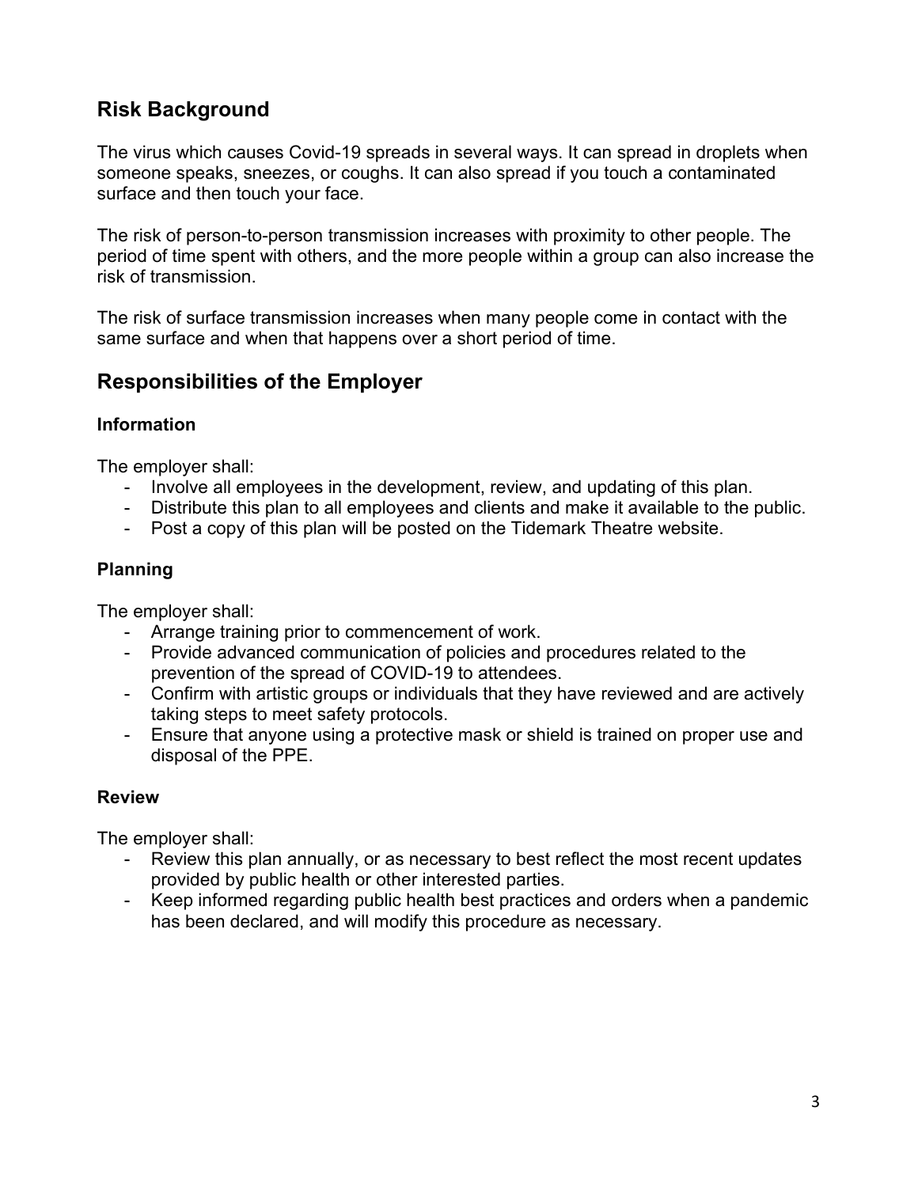## Risk Background

The virus which causes Covid-19 spreads in several ways. It can spread in droplets when someone speaks, sneezes, or coughs. It can also spread if you touch a contaminated surface and then touch your face.

The risk of person-to-person transmission increases with proximity to other people. The period of time spent with others, and the more people within a group can also increase the risk of transmission.

The risk of surface transmission increases when many people come in contact with the same surface and when that happens over a short period of time.

## Responsibilities of the Employer

### Information

The employer shall:

- Involve all employees in the development, review, and updating of this plan.
- Distribute this plan to all employees and clients and make it available to the public.
- Post a copy of this plan will be posted on the Tidemark Theatre website.

### Planning

The employer shall:

- Arrange training prior to commencement of work.
- Provide advanced communication of policies and procedures related to the prevention of the spread of COVID-19 to attendees.
- Confirm with artistic groups or individuals that they have reviewed and are actively taking steps to meet safety protocols.
- Ensure that anyone using a protective mask or shield is trained on proper use and disposal of the PPE.

### Review

The employer shall:

- Review this plan annually, or as necessary to best reflect the most recent updates provided by public health or other interested parties.
- Keep informed regarding public health best practices and orders when a pandemic has been declared, and will modify this procedure as necessary.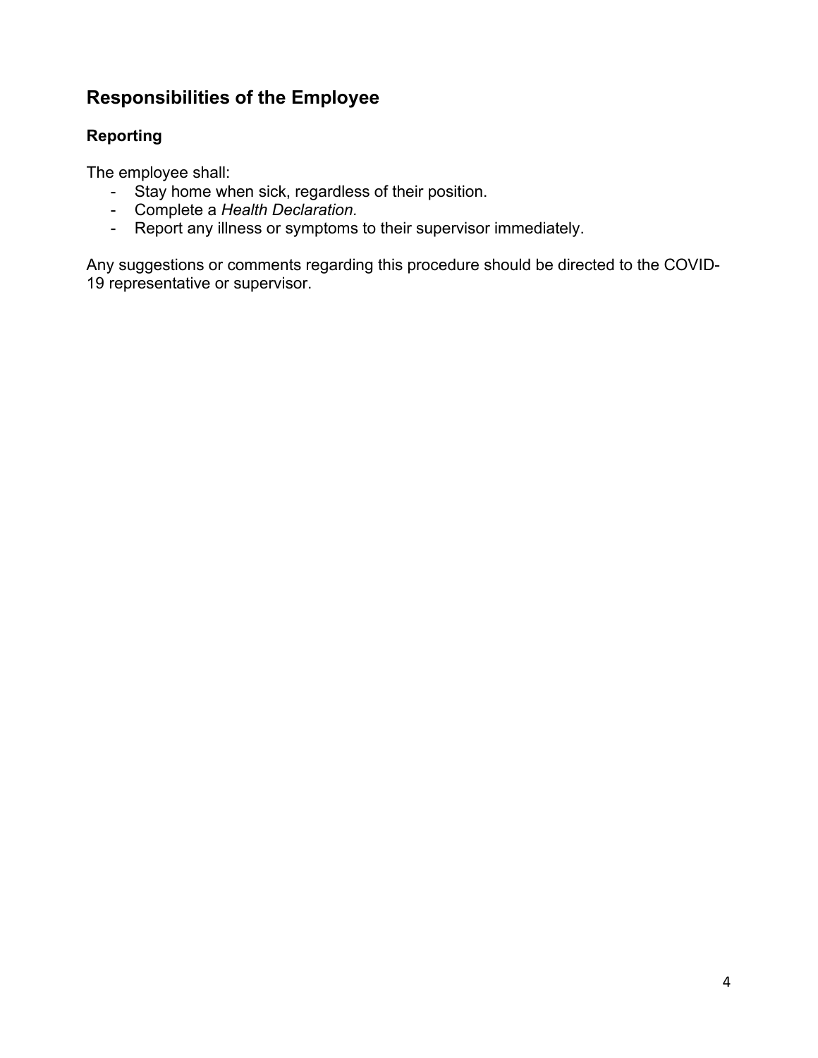## Responsibilities of the Employee

### Reporting

The employee shall:

- Stay home when sick, regardless of their position.
- Complete a *Health Declaration.*
- Report any illness or symptoms to their supervisor immediately.

Any suggestions or comments regarding this procedure should be directed to the COVID-19 representative or supervisor.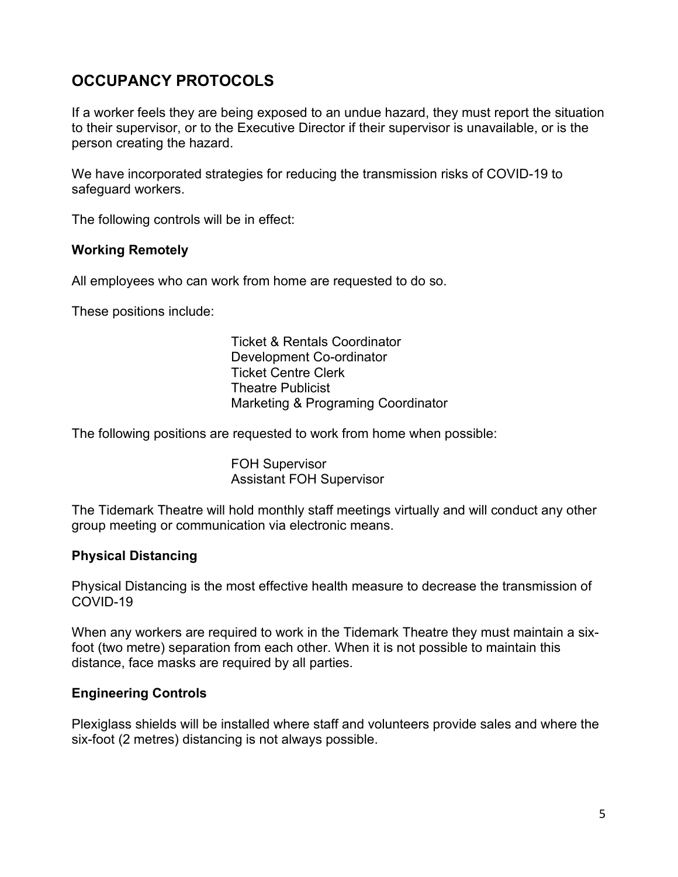## OCCUPANCY PROTOCOLS

If a worker feels they are being exposed to an undue hazard, they must report the situation to their supervisor, or to the Executive Director if their supervisor is unavailable, or is the person creating the hazard.

We have incorporated strategies for reducing the transmission risks of COVID-19 to safeguard workers.

The following controls will be in effect:

### Working Remotely

All employees who can work from home are requested to do so.

These positions include:

- Ticket & Rentals Coordinator
- Development Co-ordinator
- Ticket Centre Clerk
- Theatre Publicist
- Marketing & Programing Coordinator

The following positions are requested to work from home when possible:

- FOH Supervisor
- Assistant FOH Supervisor

The Tidemark Theatre will hold monthly staff meetings virtually and will conduct any other group meeting or communication via electronic means.

### Physical Distancing

Physical Distancing is the most effective health measure to decrease the transmission of COVID-19

When any workers are required to work in the Tidemark Theatre they must maintain a six-foot (two metre) separation from each other. When it is not possible to maintain this distance, face masks are required by all parties.

### Engineering Controls

Plexiglass shields will be installed where staff and volunteers provide sales and where the six-foot (2 metres) distancing is not always possible.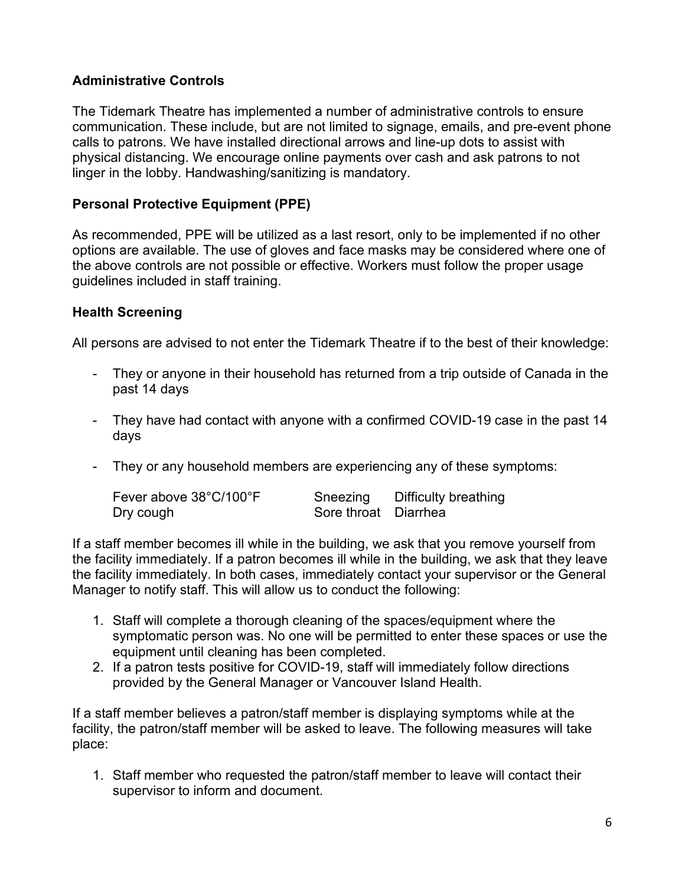### Administrative Controls

The Tidemark Theatre has implemented a number of administrative controls to ensure communication. These include, but are not limited to signage, emails, and pre-event phone calls to patrons. We have installed directional arrows and line-up dots to assist with physical distancing. We encourage online payments over cash and ask patrons to not linger in the lobby. Handwashing/sanitizing is mandatory.

### Personal Protective Equipment (PPE)

As recommended, PPE will be utilized as a last resort, only to be implemented if no other options are available. The use of gloves and face masks may be considered where one of the above controls are not possible or effective. Workers must follow the proper usage guidelines included in staff training.

### Health Screening

All persons are advised to not enter the Tidemark Theatre if to the best of their knowledge:

- They or anyone in their household has returned from a trip outside of Canada in the past 14 days
- They have had contact with anyone with a confirmed COVID-19 case in the past 14 days
- They or any household members are experiencing any of these symptoms:

| | | |
|---|---|---|
| Fever above 38°C/100°F | Sneezing | Difficulty breathing |
| Dry cough | Sore throat | Diarrhea |

If a staff member becomes ill while in the building, we ask that you remove yourself from the facility immediately. If a patron becomes ill while in the building, we ask that they leave the facility immediately. In both cases, immediately contact your supervisor or the General Manager to notify staff. This will allow us to conduct the following:

1. Staff will complete a thorough cleaning of the spaces/equipment where the symptomatic person was. No one will be permitted to enter these spaces or use the equipment until cleaning has been completed.
2. If a patron tests positive for COVID-19, staff will immediately follow directions provided by the General Manager or Vancouver Island Health.

If a staff member believes a patron/staff member is displaying symptoms while at the facility, the patron/staff member will be asked to leave. The following measures will take place:

1. Staff member who requested the patron/staff member to leave will contact their supervisor to inform and document.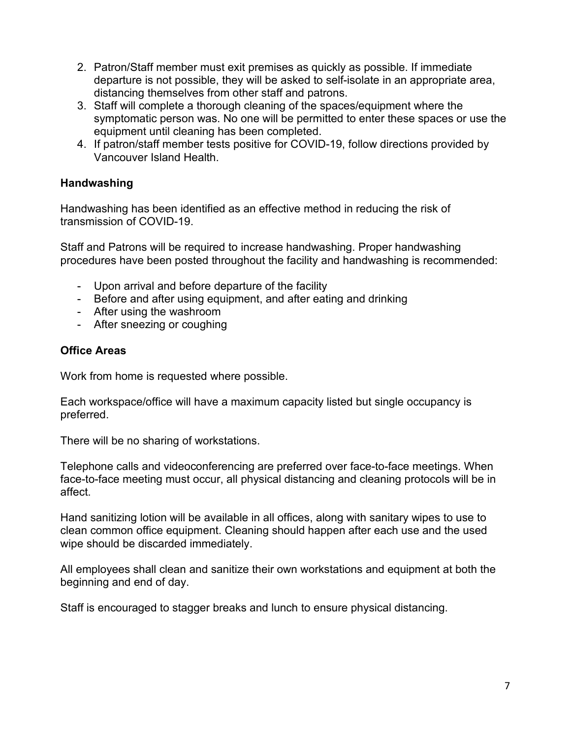2. Patron/Staff member must exit premises as quickly as possible. If immediate departure is not possible, they will be asked to self-isolate in an appropriate area, distancing themselves from other staff and patrons.
3. Staff will complete a thorough cleaning of the spaces/equipment where the symptomatic person was. No one will be permitted to enter these spaces or use the equipment until cleaning has been completed.
4. If patron/staff member tests positive for COVID-19, follow directions provided by Vancouver Island Health.

**Handwashing**

Handwashing has been identified as an effective method in reducing the risk of transmission of COVID-19.

Staff and Patrons will be required to increase handwashing. Proper handwashing procedures have been posted throughout the facility and handwashing is recommended:

- Upon arrival and before departure of the facility
- Before and after using equipment, and after eating and drinking
- After using the washroom
- After sneezing or coughing

**Office Areas**

Work from home is requested where possible.

Each workspace/office will have a maximum capacity listed but single occupancy is preferred.

There will be no sharing of workstations.

Telephone calls and videoconferencing are preferred over face-to-face meetings. When face-to-face meeting must occur, all physical distancing and cleaning protocols will be in affect.

Hand sanitizing lotion will be available in all offices, along with sanitary wipes to use to clean common office equipment. Cleaning should happen after each use and the used wipe should be discarded immediately.

All employees shall clean and sanitize their own workstations and equipment at both the beginning and end of day.

Staff is encouraged to stagger breaks and lunch to ensure physical distancing.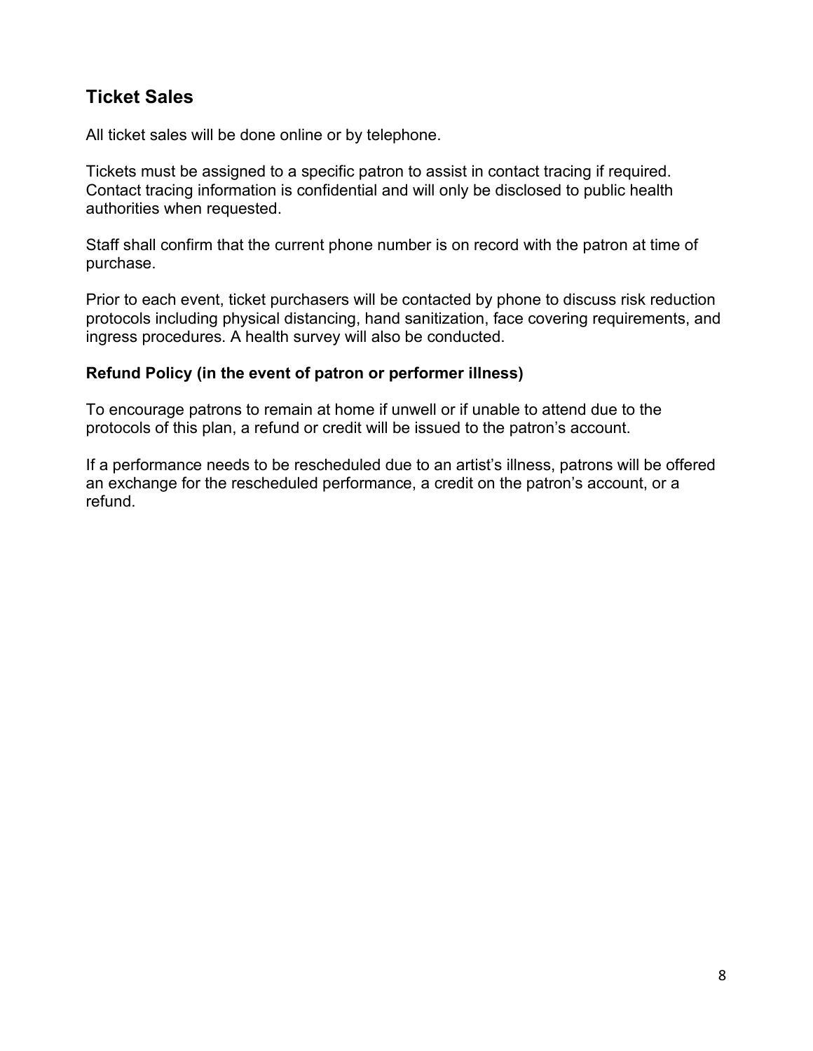## Ticket Sales

All ticket sales will be done online or by telephone.

Tickets must be assigned to a specific patron to assist in contact tracing if required. Contact tracing information is confidential and will only be disclosed to public health authorities when requested.

Staff shall confirm that the current phone number is on record with the patron at time of purchase.

Prior to each event, ticket purchasers will be contacted by phone to discuss risk reduction protocols including physical distancing, hand sanitization, face covering requirements, and ingress procedures. A health survey will also be conducted.

### Refund Policy (in the event of patron or performer illness)

To encourage patrons to remain at home if unwell or if unable to attend due to the protocols of this plan, a refund or credit will be issued to the patron's account.

If a performance needs to be rescheduled due to an artist's illness, patrons will be offered an exchange for the rescheduled performance, a credit on the patron's account, or a refund.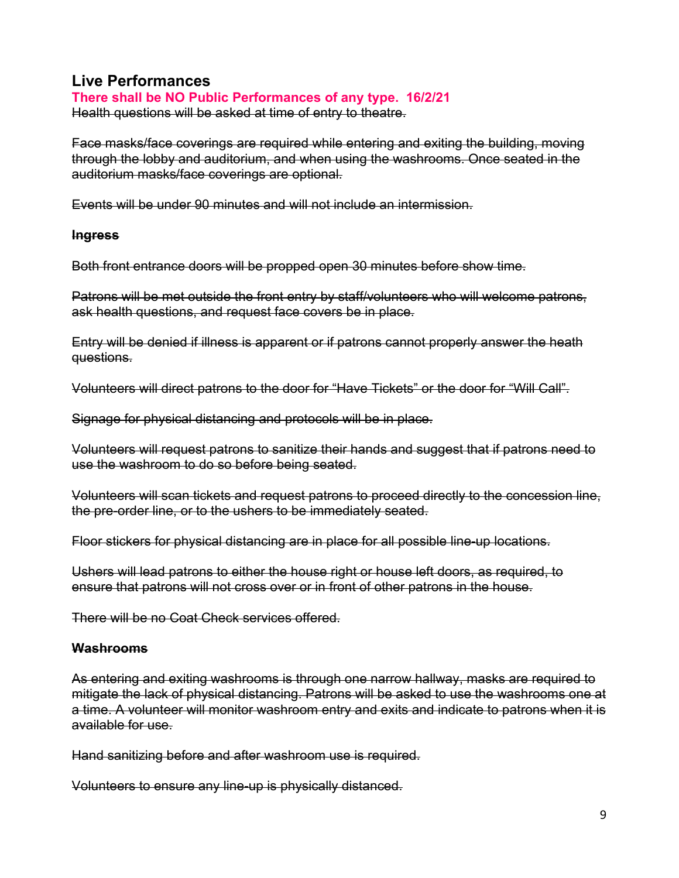## Live Performances

**There shall be NO Public Performances of any type. 16/2/21**

~~Health questions will be asked at time of entry to theatre.~~

~~Face masks/face coverings are required while entering and exiting the building, moving through the lobby and auditorium, and when using the washrooms. Once seated in the auditorium masks/face coverings are optional.~~

~~Events will be under 90 minutes and will not include an intermission.~~

### ~~Ingress~~

~~Both front entrance doors will be propped open 30 minutes before show time.~~

~~Patrons will be met outside the front entry by staff/volunteers who will welcome patrons, ask health questions, and request face covers be in place.~~

~~Entry will be denied if illness is apparent or if patrons cannot properly answer the heath questions.~~

~~Volunteers will direct patrons to the door for "Have Tickets" or the door for "Will Call".~~

~~Signage for physical distancing and protocols will be in place.~~

~~Volunteers will request patrons to sanitize their hands and suggest that if patrons need to use the washroom to do so before being seated.~~

~~Volunteers will scan tickets and request patrons to proceed directly to the concession line, the pre-order line, or to the ushers to be immediately seated.~~

~~Floor stickers for physical distancing are in place for all possible line-up locations.~~

~~Ushers will lead patrons to either the house right or house left doors, as required, to ensure that patrons will not cross over or in front of other patrons in the house.~~

~~There will be no Coat Check services offered.~~

### ~~Washrooms~~

~~As entering and exiting washrooms is through one narrow hallway, masks are required to mitigate the lack of physical distancing. Patrons will be asked to use the washrooms one at a time. A volunteer will monitor washroom entry and exits and indicate to patrons when it is available for use.~~

~~Hand sanitizing before and after washroom use is required.~~

~~Volunteers to ensure any line-up is physically distanced.~~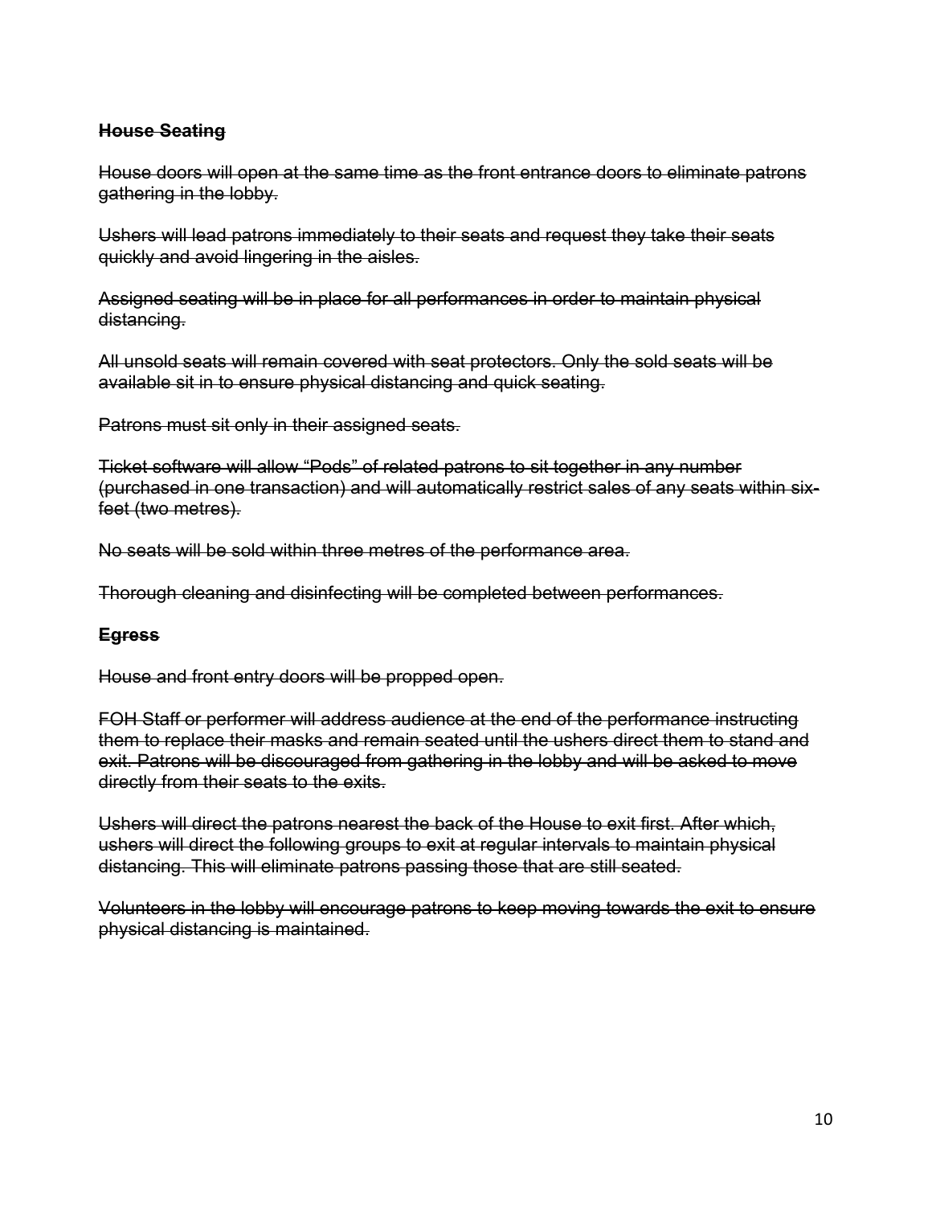**~~House Seating~~**

~~House doors will open at the same time as the front entrance doors to eliminate patrons gathering in the lobby.~~

~~Ushers will lead patrons immediately to their seats and request they take their seats quickly and avoid lingering in the aisles.~~

~~Assigned seating will be in place for all performances in order to maintain physical distancing.~~

~~All unsold seats will remain covered with seat protectors. Only the sold seats will be available sit in to ensure physical distancing and quick seating.~~

~~Patrons must sit only in their assigned seats.~~

~~Ticket software will allow "Pods" of related patrons to sit together in any number (purchased in one transaction) and will automatically restrict sales of any seats within six-feet (two metres).~~

~~No seats will be sold within three metres of the performance area.~~

~~Thorough cleaning and disinfecting will be completed between performances.~~

**~~Egress~~**

~~House and front entry doors will be propped open.~~

~~FOH Staff or performer will address audience at the end of the performance instructing them to replace their masks and remain seated until the ushers direct them to stand and exit. Patrons will be discouraged from gathering in the lobby and will be asked to move directly from their seats to the exits.~~

~~Ushers will direct the patrons nearest the back of the House to exit first. After which, ushers will direct the following groups to exit at regular intervals to maintain physical distancing. This will eliminate patrons passing those that are still seated.~~

~~Volunteers in the lobby will encourage patrons to keep moving towards the exit to ensure physical distancing is maintained.~~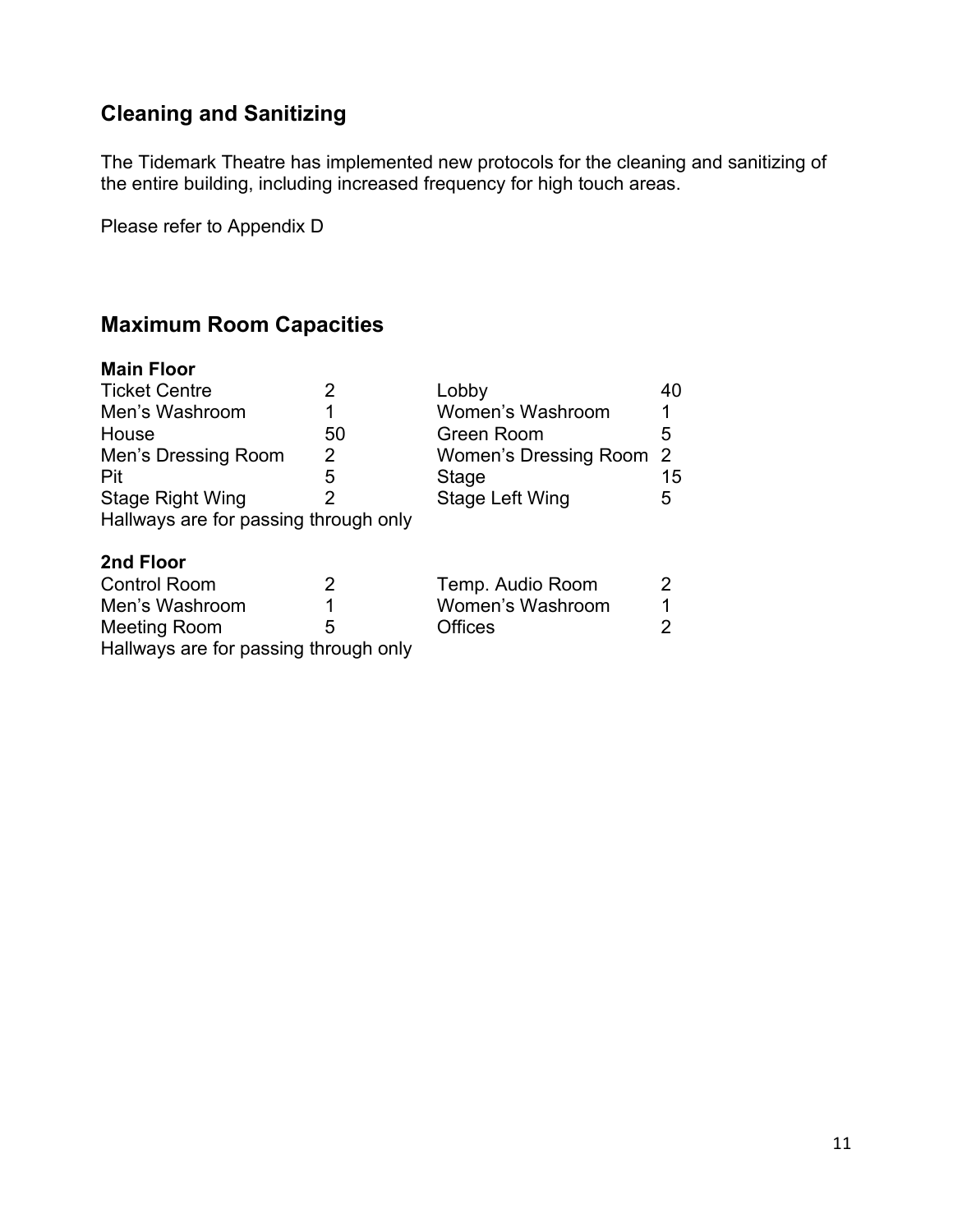## Cleaning and Sanitizing

The Tidemark Theatre has implemented new protocols for the cleaning and sanitizing of the entire building, including increased frequency for high touch areas.

Please refer to Appendix D

## Maximum Room Capacities

**Main Floor**

| Room | Capacity | Room | Capacity |
|---|---|---|---|
| Ticket Centre | 2 | Lobby | 40 |
| Men's Washroom | 1 | Women's Washroom | 1 |
| House | 50 | Green Room | 5 |
| Men's Dressing Room | 2 | Women's Dressing Room | 2 |
| Pit | 5 | Stage | 15 |
| Stage Right Wing | 2 | Stage Left Wing | 5 |

Hallways are for passing through only

**2nd Floor**

| Room | Capacity | Room | Capacity |
|---|---|---|---|
| Control Room | 2 | Temp. Audio Room | 2 |
| Men's Washroom | 1 | Women's Washroom | 1 |
| Meeting Room | 5 | Offices | 2 |

Hallways are for passing through only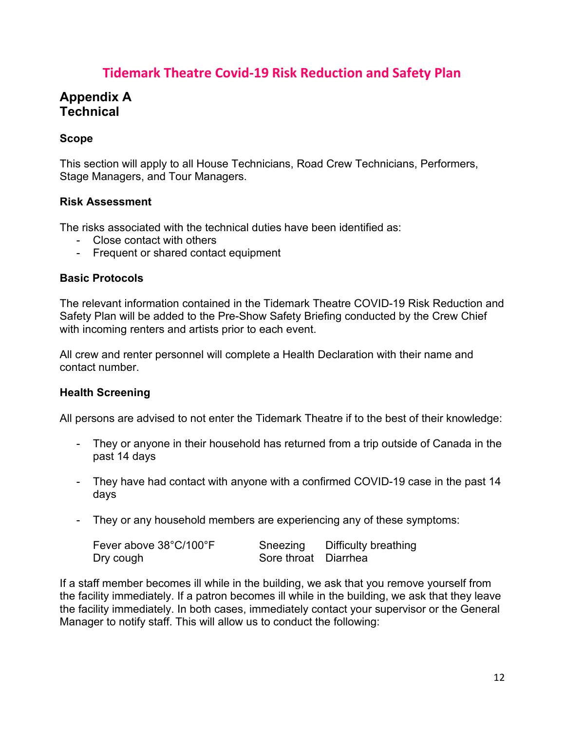# Tidemark Theatre Covid-19 Risk Reduction and Safety Plan

## Appendix A
## Technical

### Scope

This section will apply to all House Technicians, Road Crew Technicians, Performers, Stage Managers, and Tour Managers.

### Risk Assessment

The risks associated with the technical duties have been identified as:

- Close contact with others
- Frequent or shared contact equipment

### Basic Protocols

The relevant information contained in the Tidemark Theatre COVID-19 Risk Reduction and Safety Plan will be added to the Pre-Show Safety Briefing conducted by the Crew Chief with incoming renters and artists prior to each event.

All crew and renter personnel will complete a Health Declaration with their name and contact number.

### Health Screening

All persons are advised to not enter the Tidemark Theatre if to the best of their knowledge:

- They or anyone in their household has returned from a trip outside of Canada in the past 14 days
- They have had contact with anyone with a confirmed COVID-19 case in the past 14 days
- They or any household members are experiencing any of these symptoms:

| | | |
|---|---|---|
| Fever above 38°C/100°F | Sneezing | Difficulty breathing |
| Dry cough | Sore throat | Diarrhea |

If a staff member becomes ill while in the building, we ask that you remove yourself from the facility immediately. If a patron becomes ill while in the building, we ask that they leave the facility immediately. In both cases, immediately contact your supervisor or the General Manager to notify staff. This will allow us to conduct the following: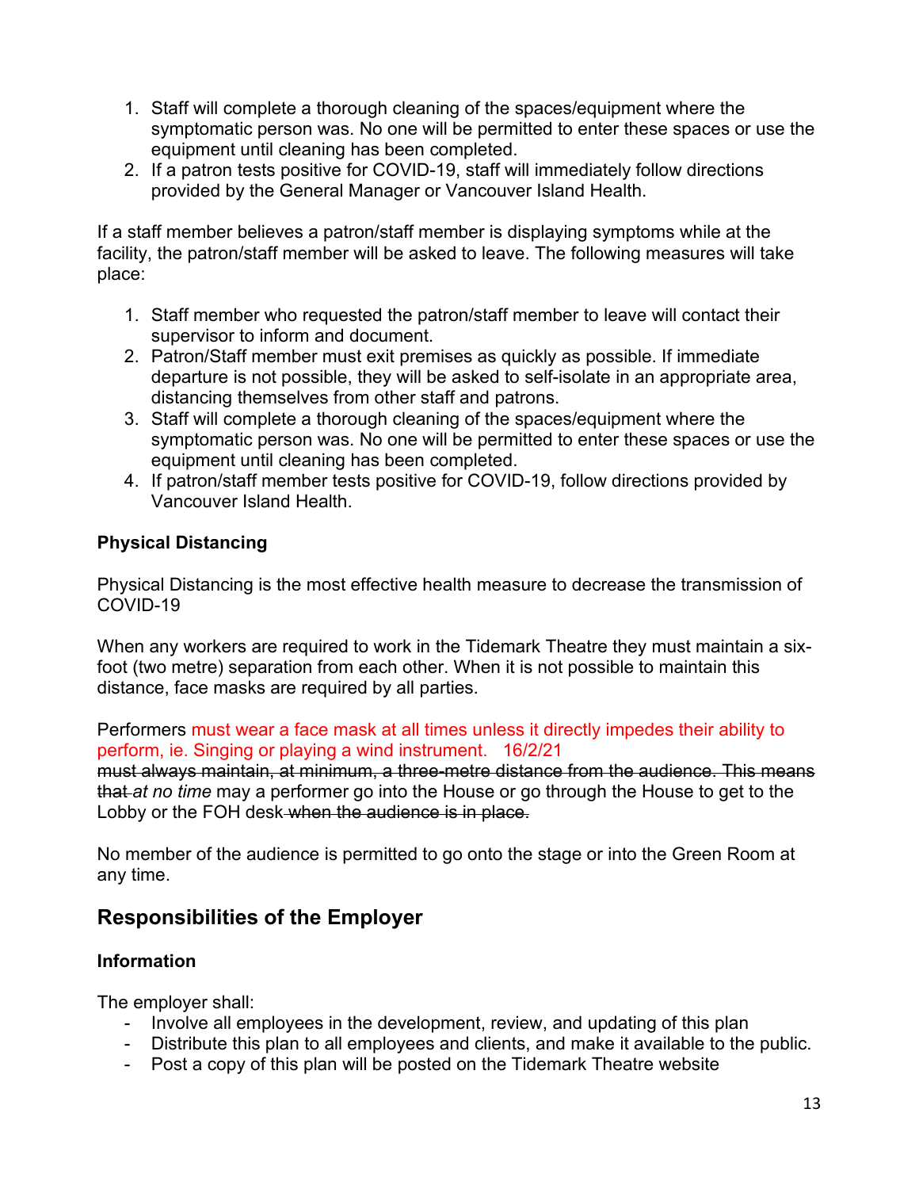1. Staff will complete a thorough cleaning of the spaces/equipment where the symptomatic person was. No one will be permitted to enter these spaces or use the equipment until cleaning has been completed.
2. If a patron tests positive for COVID-19, staff will immediately follow directions provided by the General Manager or Vancouver Island Health.

If a staff member believes a patron/staff member is displaying symptoms while at the facility, the patron/staff member will be asked to leave. The following measures will take place:

1. Staff member who requested the patron/staff member to leave will contact their supervisor to inform and document.
2. Patron/Staff member must exit premises as quickly as possible. If immediate departure is not possible, they will be asked to self-isolate in an appropriate area, distancing themselves from other staff and patrons.
3. Staff will complete a thorough cleaning of the spaces/equipment where the symptomatic person was. No one will be permitted to enter these spaces or use the equipment until cleaning has been completed.
4. If patron/staff member tests positive for COVID-19, follow directions provided by Vancouver Island Health.

### Physical Distancing

Physical Distancing is the most effective health measure to decrease the transmission of COVID-19

When any workers are required to work in the Tidemark Theatre they must maintain a six-foot (two metre) separation from each other. When it is not possible to maintain this distance, face masks are required by all parties.

Performers must wear a face mask at all times unless it directly impedes their ability to perform, ie. Singing or playing a wind instrument. 16/2/21
~~must always maintain, at minimum, a three-metre distance from the audience. This means that~~ *at no time* may a performer go into the House or go through the House to get to the Lobby or the FOH desk ~~when the audience is in place.~~

No member of the audience is permitted to go onto the stage or into the Green Room at any time.

## Responsibilities of the Employer

### Information

The employer shall:

- Involve all employees in the development, review, and updating of this plan
- Distribute this plan to all employees and clients, and make it available to the public.
- Post a copy of this plan will be posted on the Tidemark Theatre website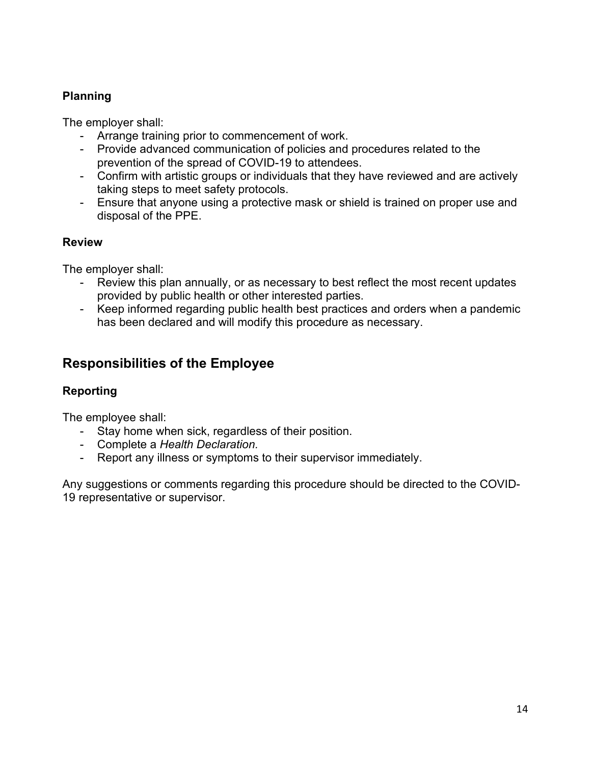### Planning

The employer shall:

- Arrange training prior to commencement of work.
- Provide advanced communication of policies and procedures related to the prevention of the spread of COVID-19 to attendees.
- Confirm with artistic groups or individuals that they have reviewed and are actively taking steps to meet safety protocols.
- Ensure that anyone using a protective mask or shield is trained on proper use and disposal of the PPE.

### Review

The employer shall:

- Review this plan annually, or as necessary to best reflect the most recent updates provided by public health or other interested parties.
- Keep informed regarding public health best practices and orders when a pandemic has been declared and will modify this procedure as necessary.

## Responsibilities of the Employee

### Reporting

The employee shall:

- Stay home when sick, regardless of their position.
- Complete a *Health Declaration.*
- Report any illness or symptoms to their supervisor immediately.

Any suggestions or comments regarding this procedure should be directed to the COVID-19 representative or supervisor.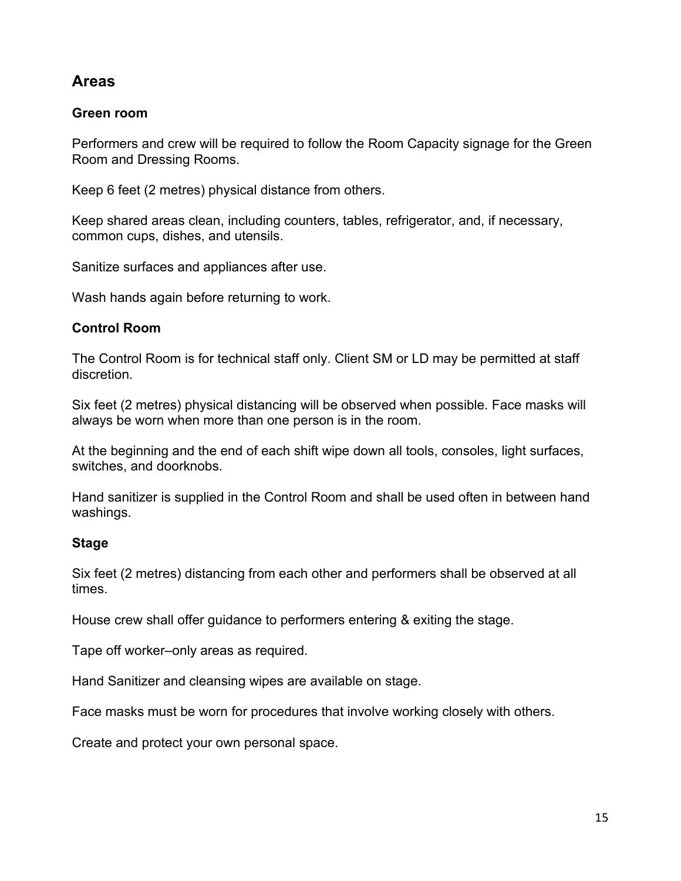## Areas

### Green room

Performers and crew will be required to follow the Room Capacity signage for the Green Room and Dressing Rooms.

Keep 6 feet (2 metres) physical distance from others.

Keep shared areas clean, including counters, tables, refrigerator, and, if necessary, common cups, dishes, and utensils.

Sanitize surfaces and appliances after use.

Wash hands again before returning to work.

### Control Room

The Control Room is for technical staff only. Client SM or LD may be permitted at staff discretion.

Six feet (2 metres) physical distancing will be observed when possible. Face masks will always be worn when more than one person is in the room.

At the beginning and the end of each shift wipe down all tools, consoles, light surfaces, switches, and doorknobs.

Hand sanitizer is supplied in the Control Room and shall be used often in between hand washings.

### Stage

Six feet (2 metres) distancing from each other and performers shall be observed at all times.

House crew shall offer guidance to performers entering & exiting the stage.

Tape off worker–only areas as required.

Hand Sanitizer and cleansing wipes are available on stage.

Face masks must be worn for procedures that involve working closely with others.

Create and protect your own personal space.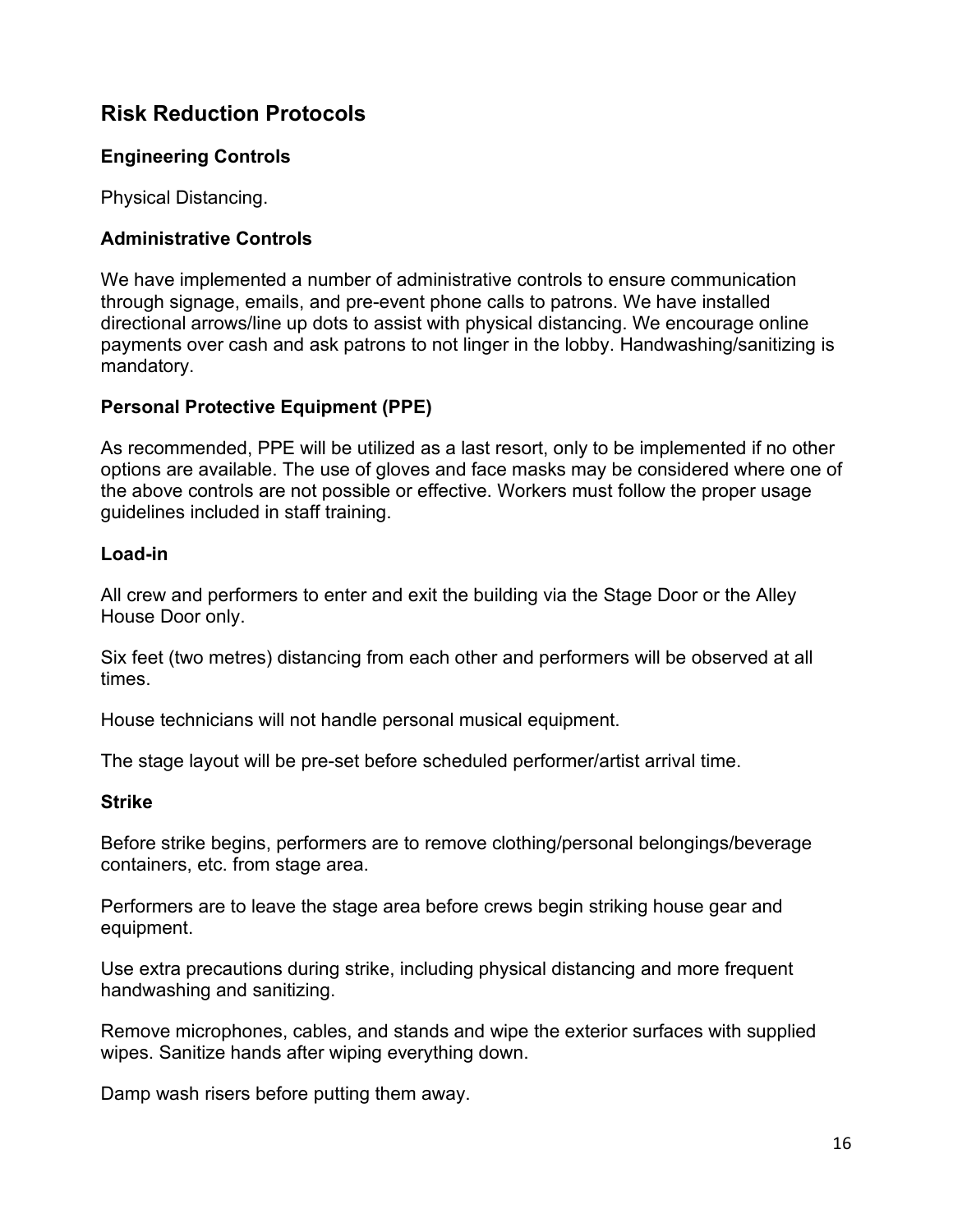## Risk Reduction Protocols

### Engineering Controls

Physical Distancing.

### Administrative Controls

We have implemented a number of administrative controls to ensure communication through signage, emails, and pre-event phone calls to patrons. We have installed directional arrows/line up dots to assist with physical distancing. We encourage online payments over cash and ask patrons to not linger in the lobby. Handwashing/sanitizing is mandatory.

### Personal Protective Equipment (PPE)

As recommended, PPE will be utilized as a last resort, only to be implemented if no other options are available. The use of gloves and face masks may be considered where one of the above controls are not possible or effective. Workers must follow the proper usage guidelines included in staff training.

### Load-in

All crew and performers to enter and exit the building via the Stage Door or the Alley House Door only.

Six feet (two metres) distancing from each other and performers will be observed at all times.

House technicians will not handle personal musical equipment.

The stage layout will be pre-set before scheduled performer/artist arrival time.

### Strike

Before strike begins, performers are to remove clothing/personal belongings/beverage containers, etc. from stage area.

Performers are to leave the stage area before crews begin striking house gear and equipment.

Use extra precautions during strike, including physical distancing and more frequent handwashing and sanitizing.

Remove microphones, cables, and stands and wipe the exterior surfaces with supplied wipes. Sanitize hands after wiping everything down.

Damp wash risers before putting them away.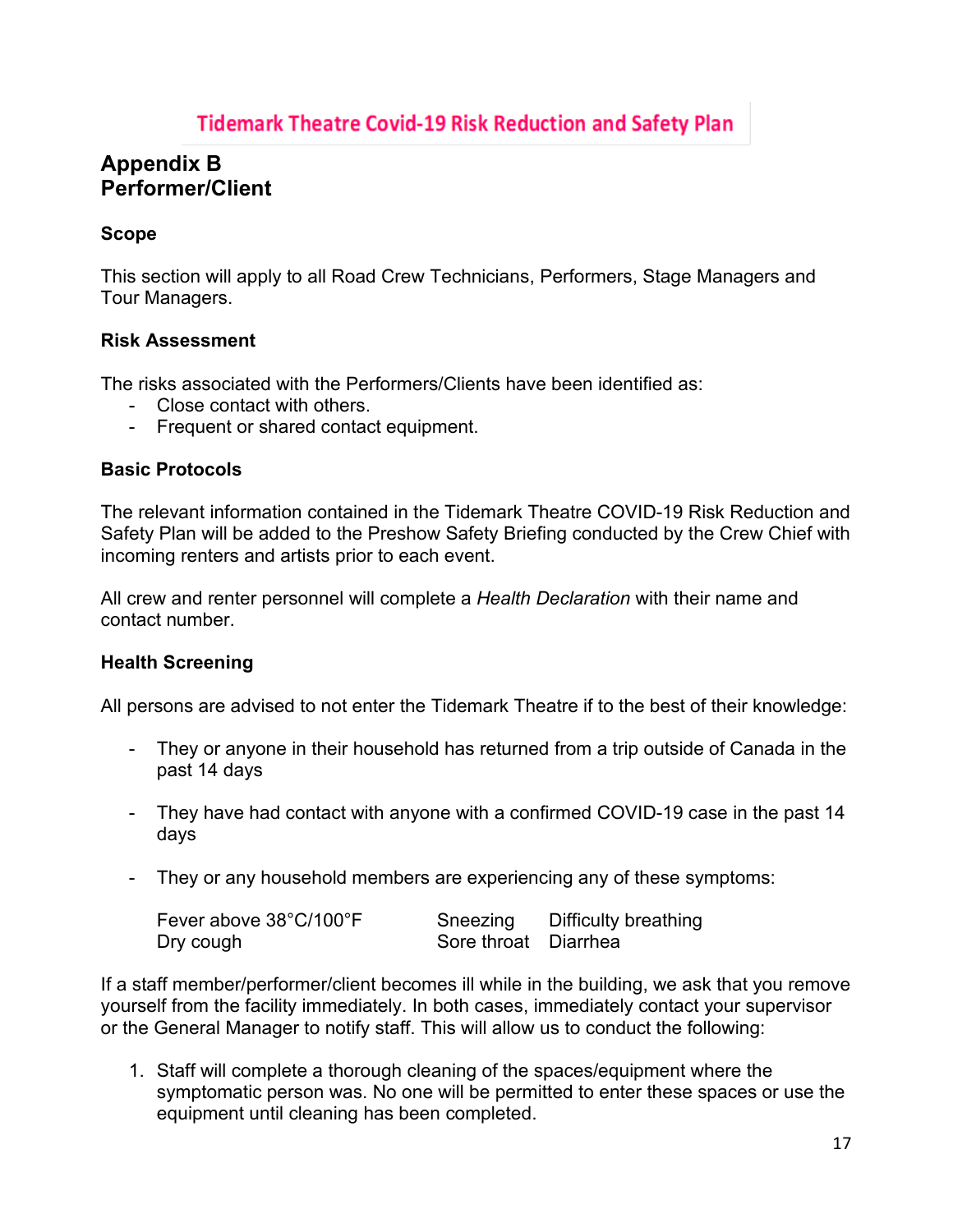## Appendix B
## Performer/Client

### Scope

This section will apply to all Road Crew Technicians, Performers, Stage Managers and Tour Managers.

### Risk Assessment

The risks associated with the Performers/Clients have been identified as:

- Close contact with others.
- Frequent or shared contact equipment.

### Basic Protocols

The relevant information contained in the Tidemark Theatre COVID-19 Risk Reduction and Safety Plan will be added to the Preshow Safety Briefing conducted by the Crew Chief with incoming renters and artists prior to each event.

All crew and renter personnel will complete a *Health Declaration* with their name and contact number.

### Health Screening

All persons are advised to not enter the Tidemark Theatre if to the best of their knowledge:

- They or anyone in their household has returned from a trip outside of Canada in the past 14 days
- They have had contact with anyone with a confirmed COVID-19 case in the past 14 days
- They or any household members are experiencing any of these symptoms:

| | | |
|---|---|---|
| Fever above 38°C/100°F | Sneezing | Difficulty breathing |
| Dry cough | Sore throat | Diarrhea |

If a staff member/performer/client becomes ill while in the building, we ask that you remove yourself from the facility immediately. In both cases, immediately contact your supervisor or the General Manager to notify staff. This will allow us to conduct the following:

1. Staff will complete a thorough cleaning of the spaces/equipment where the symptomatic person was. No one will be permitted to enter these spaces or use the equipment until cleaning has been completed.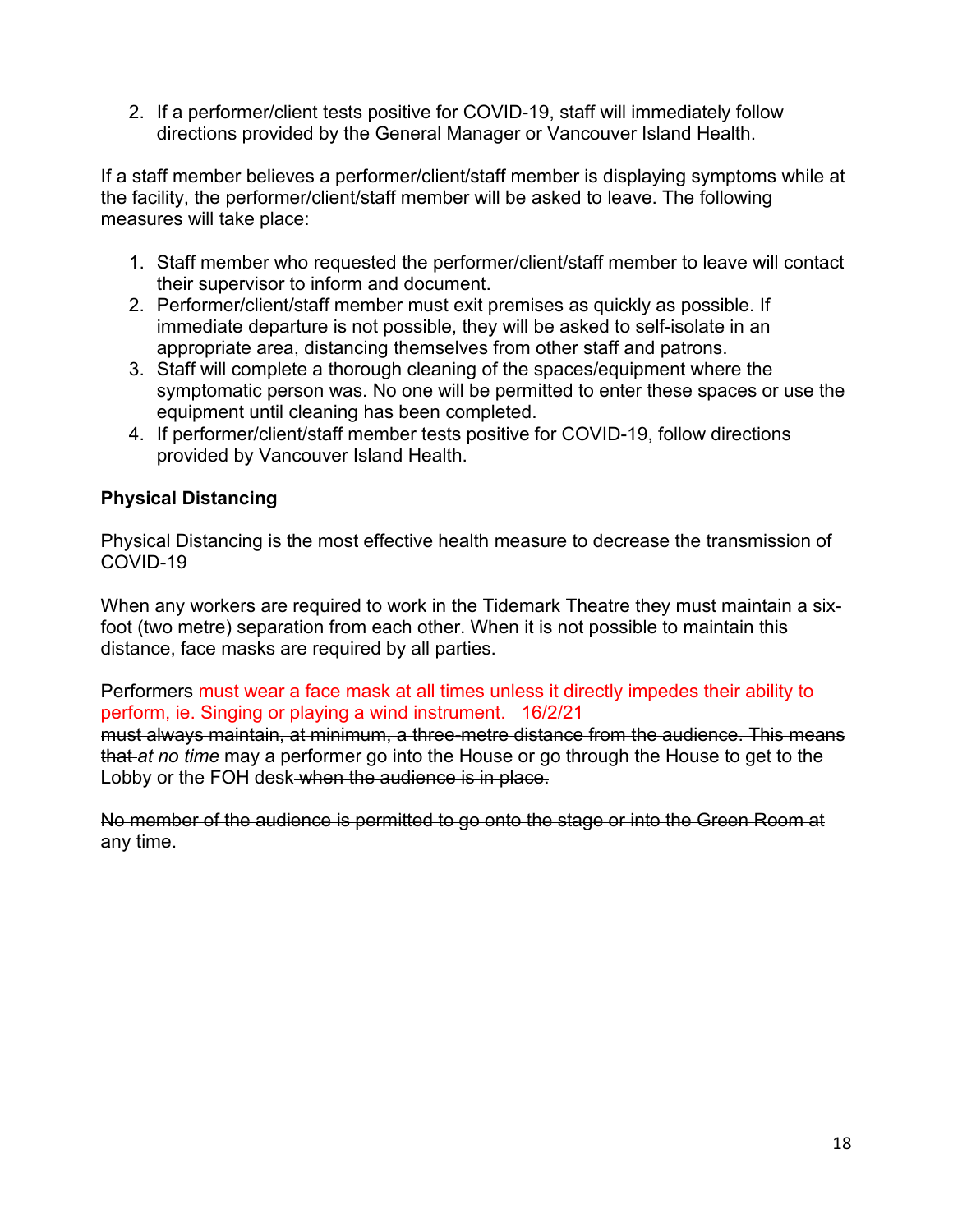2. If a performer/client tests positive for COVID-19, staff will immediately follow directions provided by the General Manager or Vancouver Island Health.

If a staff member believes a performer/client/staff member is displaying symptoms while at the facility, the performer/client/staff member will be asked to leave. The following measures will take place:

1. Staff member who requested the performer/client/staff member to leave will contact their supervisor to inform and document.
2. Performer/client/staff member must exit premises as quickly as possible. If immediate departure is not possible, they will be asked to self-isolate in an appropriate area, distancing themselves from other staff and patrons.
3. Staff will complete a thorough cleaning of the spaces/equipment where the symptomatic person was. No one will be permitted to enter these spaces or use the equipment until cleaning has been completed.
4. If performer/client/staff member tests positive for COVID-19, follow directions provided by Vancouver Island Health.

**Physical Distancing**

Physical Distancing is the most effective health measure to decrease the transmission of COVID-19

When any workers are required to work in the Tidemark Theatre they must maintain a six-foot (two metre) separation from each other. When it is not possible to maintain this distance, face masks are required by all parties.

Performers must wear a face mask at all times unless it directly impedes their ability to perform, ie. Singing or playing a wind instrument. 16/2/21
~~must always maintain, at minimum, a three-metre distance from the audience. This means that~~ *at no time* may a performer go into the House or go through the House to get to the Lobby or the FOH desk~~ when the audience is in place.~~

~~No member of the audience is permitted to go onto the stage or into the Green Room at any time.~~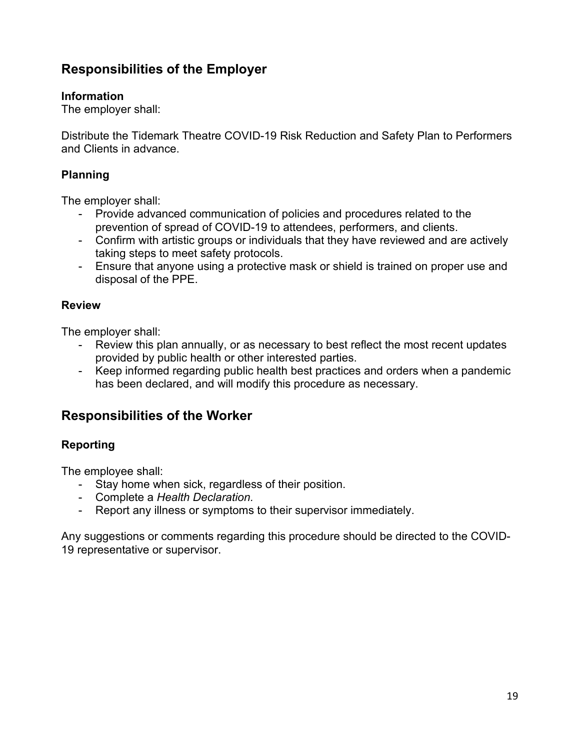## Responsibilities of the Employer

### Information

The employer shall:

Distribute the Tidemark Theatre COVID-19 Risk Reduction and Safety Plan to Performers and Clients in advance.

### Planning

The employer shall:

- Provide advanced communication of policies and procedures related to the prevention of spread of COVID-19 to attendees, performers, and clients.
- Confirm with artistic groups or individuals that they have reviewed and are actively taking steps to meet safety protocols.
- Ensure that anyone using a protective mask or shield is trained on proper use and disposal of the PPE.

### Review

The employer shall:

- Review this plan annually, or as necessary to best reflect the most recent updates provided by public health or other interested parties.
- Keep informed regarding public health best practices and orders when a pandemic has been declared, and will modify this procedure as necessary.

## Responsibilities of the Worker

### Reporting

The employee shall:

- Stay home when sick, regardless of their position.
- Complete a *Health Declaration.*
- Report any illness or symptoms to their supervisor immediately.

Any suggestions or comments regarding this procedure should be directed to the COVID-19 representative or supervisor.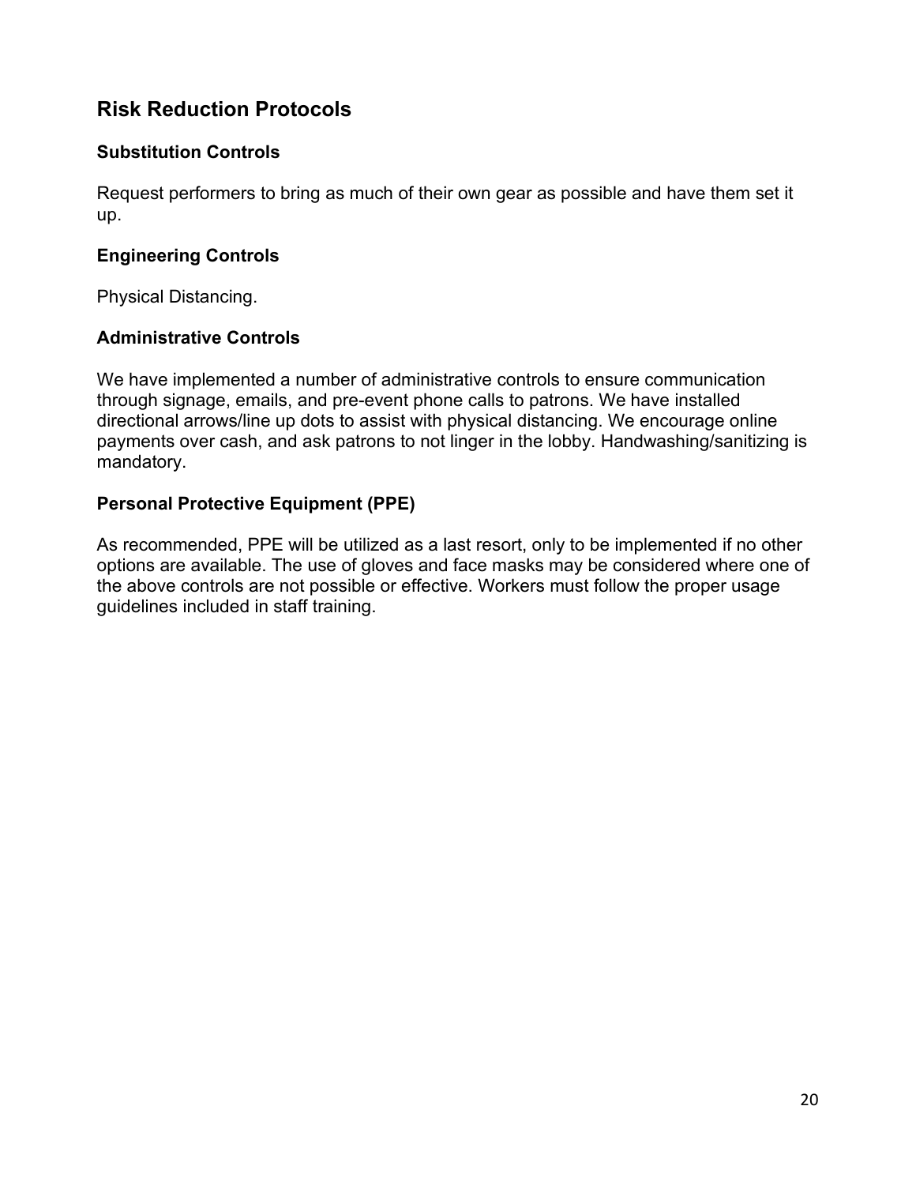## Risk Reduction Protocols

### Substitution Controls

Request performers to bring as much of their own gear as possible and have them set it up.

### Engineering Controls

Physical Distancing.

### Administrative Controls

We have implemented a number of administrative controls to ensure communication through signage, emails, and pre-event phone calls to patrons. We have installed directional arrows/line up dots to assist with physical distancing. We encourage online payments over cash, and ask patrons to not linger in the lobby. Handwashing/sanitizing is mandatory.

### Personal Protective Equipment (PPE)

As recommended, PPE will be utilized as a last resort, only to be implemented if no other options are available. The use of gloves and face masks may be considered where one of the above controls are not possible or effective. Workers must follow the proper usage guidelines included in staff training.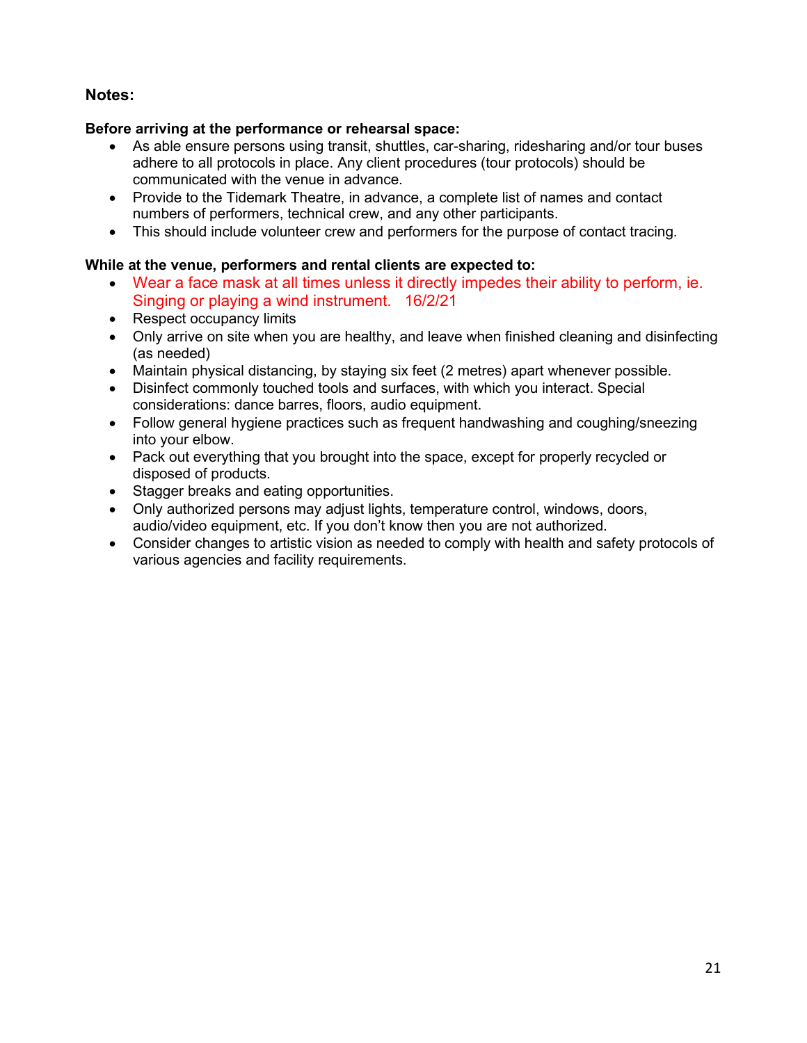## Notes:

**Before arriving at the performance or rehearsal space:**

- As able ensure persons using transit, shuttles, car-sharing, ridesharing and/or tour buses adhere to all protocols in place. Any client procedures (tour protocols) should be communicated with the venue in advance.
- Provide to the Tidemark Theatre, in advance, a complete list of names and contact numbers of performers, technical crew, and any other participants.
- This should include volunteer crew and performers for the purpose of contact tracing.

**While at the venue, performers and rental clients are expected to:**

- Wear a face mask at all times unless it directly impedes their ability to perform, ie. Singing or playing a wind instrument. 16/2/21
- Respect occupancy limits
- Only arrive on site when you are healthy, and leave when finished cleaning and disinfecting (as needed)
- Maintain physical distancing, by staying six feet (2 metres) apart whenever possible.
- Disinfect commonly touched tools and surfaces, with which you interact. Special considerations: dance barres, floors, audio equipment.
- Follow general hygiene practices such as frequent handwashing and coughing/sneezing into your elbow.
- Pack out everything that you brought into the space, except for properly recycled or disposed of products.
- Stagger breaks and eating opportunities.
- Only authorized persons may adjust lights, temperature control, windows, doors, audio/video equipment, etc. If you don't know then you are not authorized.
- Consider changes to artistic vision as needed to comply with health and safety protocols of various agencies and facility requirements.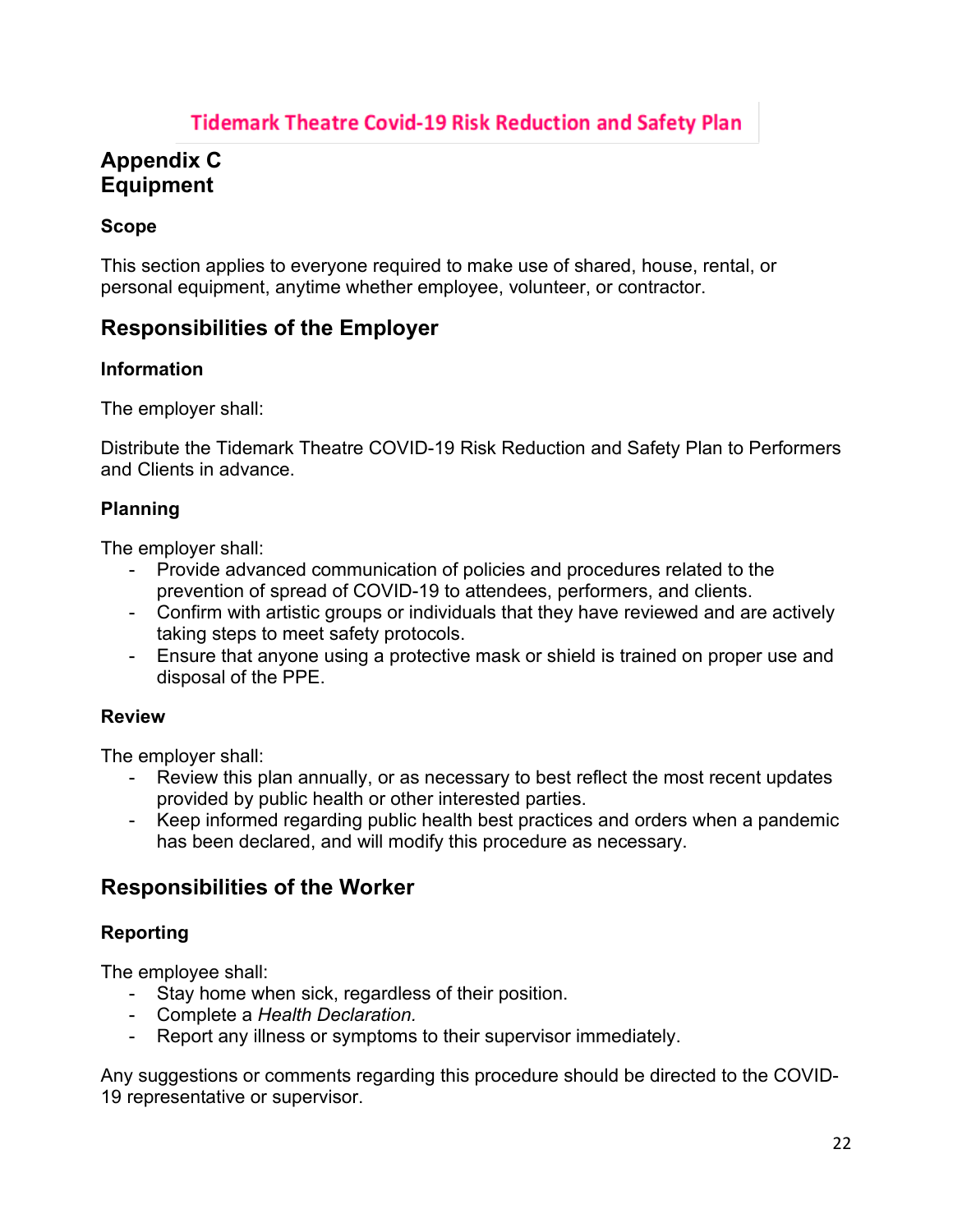## Appendix C
## Equipment

### Scope

This section applies to everyone required to make use of shared, house, rental, or personal equipment, anytime whether employee, volunteer, or contractor.

## Responsibilities of the Employer

### Information

The employer shall:

Distribute the Tidemark Theatre COVID-19 Risk Reduction and Safety Plan to Performers and Clients in advance.

### Planning

The employer shall:

- Provide advanced communication of policies and procedures related to the prevention of spread of COVID-19 to attendees, performers, and clients.
- Confirm with artistic groups or individuals that they have reviewed and are actively taking steps to meet safety protocols.
- Ensure that anyone using a protective mask or shield is trained on proper use and disposal of the PPE.

### Review

The employer shall:

- Review this plan annually, or as necessary to best reflect the most recent updates provided by public health or other interested parties.
- Keep informed regarding public health best practices and orders when a pandemic has been declared, and will modify this procedure as necessary.

## Responsibilities of the Worker

### Reporting

The employee shall:

- Stay home when sick, regardless of their position.
- Complete a *Health Declaration.*
- Report any illness or symptoms to their supervisor immediately.

Any suggestions or comments regarding this procedure should be directed to the COVID-19 representative or supervisor.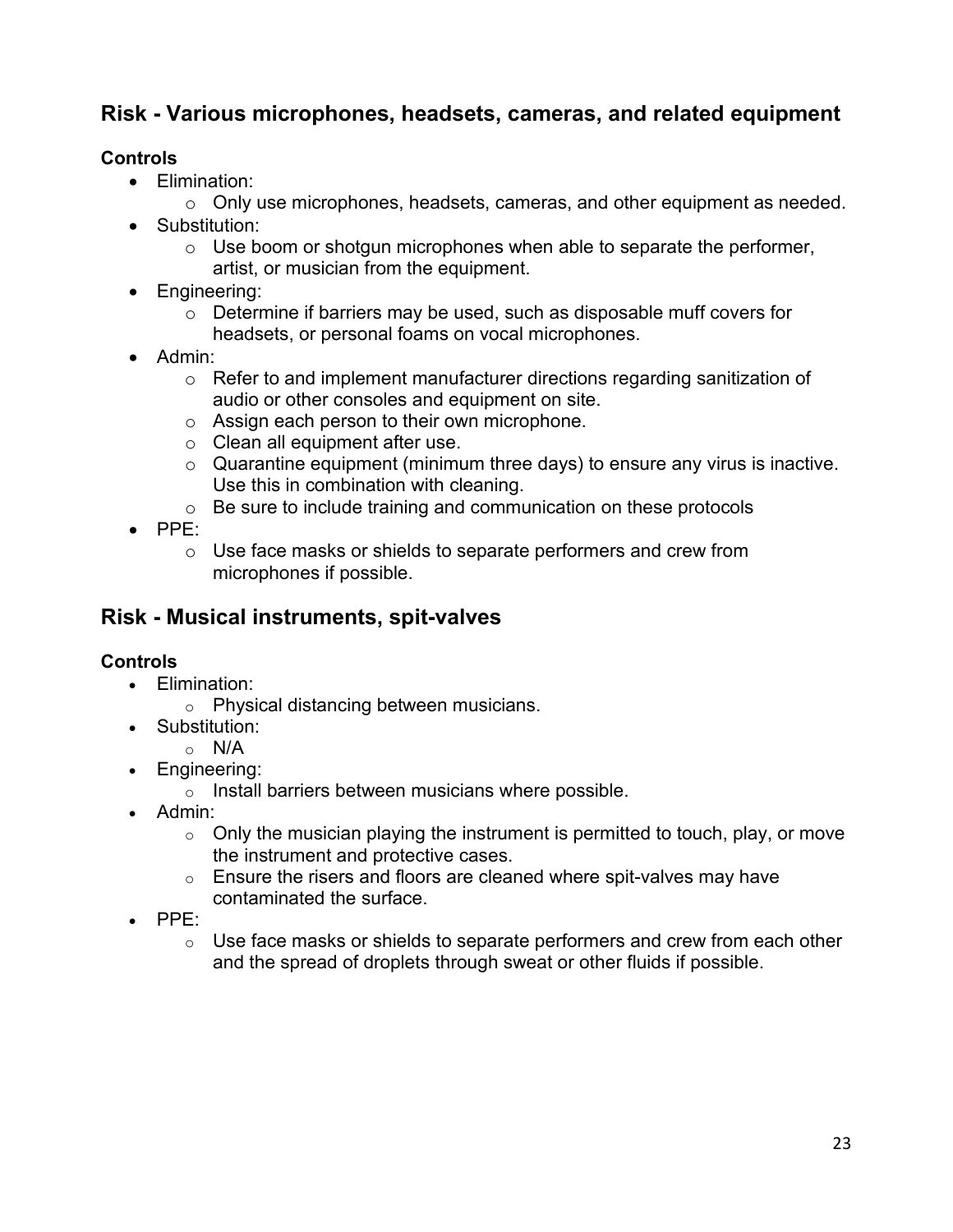## Risk - Various microphones, headsets, cameras, and related equipment

**Controls**

- Elimination:
  - Only use microphones, headsets, cameras, and other equipment as needed.
- Substitution:
  - Use boom or shotgun microphones when able to separate the performer, artist, or musician from the equipment.
- Engineering:
  - Determine if barriers may be used, such as disposable muff covers for headsets, or personal foams on vocal microphones.
- Admin:
  - Refer to and implement manufacturer directions regarding sanitization of audio or other consoles and equipment on site.
  - Assign each person to their own microphone.
  - Clean all equipment after use.
  - Quarantine equipment (minimum three days) to ensure any virus is inactive. Use this in combination with cleaning.
  - Be sure to include training and communication on these protocols
- PPE:
  - Use face masks or shields to separate performers and crew from microphones if possible.

## Risk - Musical instruments, spit-valves

**Controls**

- Elimination:
  - Physical distancing between musicians.
- Substitution:
  - N/A
- Engineering:
  - Install barriers between musicians where possible.
- Admin:
  - Only the musician playing the instrument is permitted to touch, play, or move the instrument and protective cases.
  - Ensure the risers and floors are cleaned where spit-valves may have contaminated the surface.
- PPE:
  - Use face masks or shields to separate performers and crew from each other and the spread of droplets through sweat or other fluids if possible.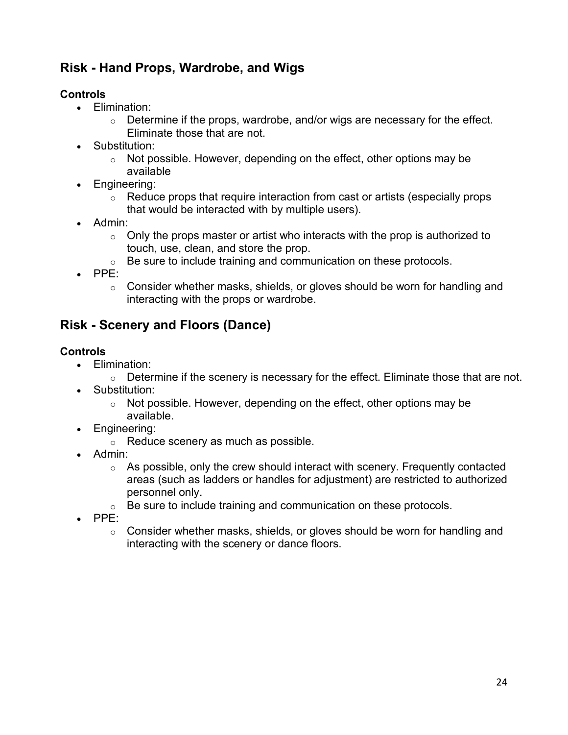## Risk - Hand Props, Wardrobe, and Wigs

**Controls**

- Elimination:
  - Determine if the props, wardrobe, and/or wigs are necessary for the effect. Eliminate those that are not.
- Substitution:
  - Not possible. However, depending on the effect, other options may be available
- Engineering:
  - Reduce props that require interaction from cast or artists (especially props that would be interacted with by multiple users).
- Admin:
  - Only the props master or artist who interacts with the prop is authorized to touch, use, clean, and store the prop.
  - Be sure to include training and communication on these protocols.
- PPE:
  - Consider whether masks, shields, or gloves should be worn for handling and interacting with the props or wardrobe.

## Risk - Scenery and Floors (Dance)

**Controls**

- Elimination:
  - Determine if the scenery is necessary for the effect. Eliminate those that are not.
- Substitution:
  - Not possible. However, depending on the effect, other options may be available.
- Engineering:
  - Reduce scenery as much as possible.
- Admin:
  - As possible, only the crew should interact with scenery. Frequently contacted areas (such as ladders or handles for adjustment) are restricted to authorized personnel only.
  - Be sure to include training and communication on these protocols.
- PPE:
  - Consider whether masks, shields, or gloves should be worn for handling and interacting with the scenery or dance floors.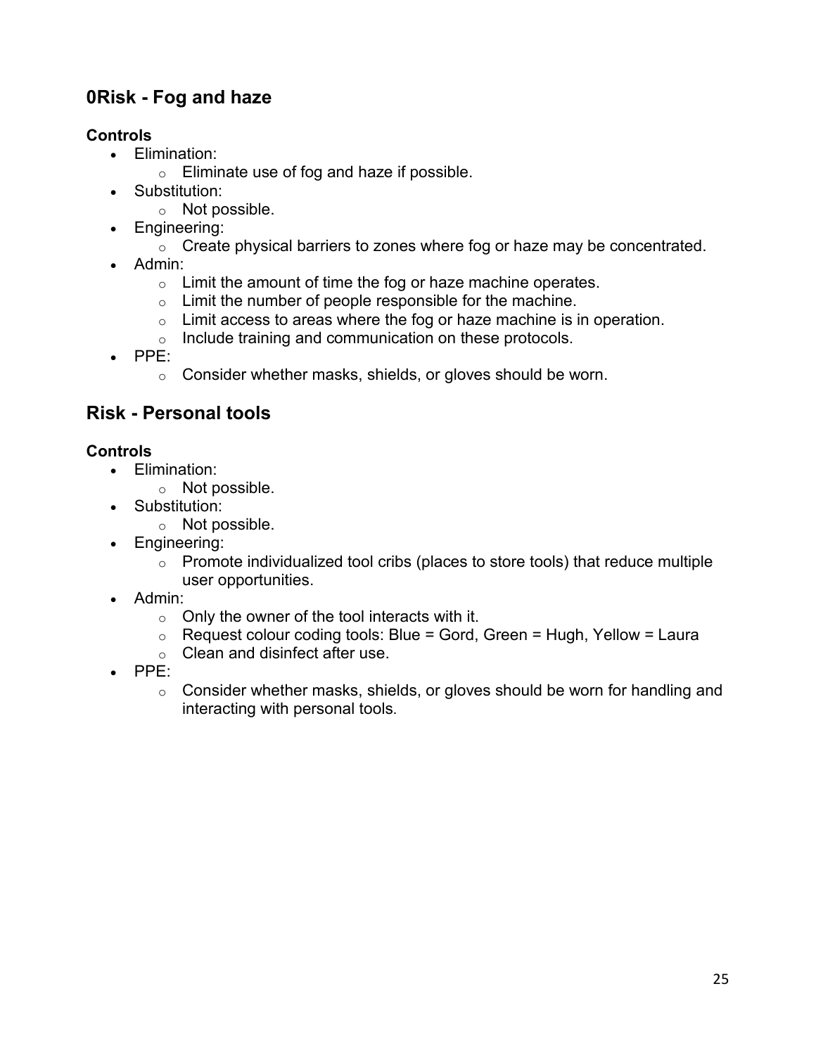## 0Risk - Fog and haze

**Controls**

- Elimination:
  - Eliminate use of fog and haze if possible.
- Substitution:
  - Not possible.
- Engineering:
  - Create physical barriers to zones where fog or haze may be concentrated.
- Admin:
  - Limit the amount of time the fog or haze machine operates.
  - Limit the number of people responsible for the machine.
  - Limit access to areas where the fog or haze machine is in operation.
  - Include training and communication on these protocols.
- PPE:
  - Consider whether masks, shields, or gloves should be worn.

## Risk - Personal tools

**Controls**

- Elimination:
  - Not possible.
- Substitution:
  - Not possible.
- Engineering:
  - Promote individualized tool cribs (places to store tools) that reduce multiple user opportunities.
- Admin:
  - Only the owner of the tool interacts with it.
  - Request colour coding tools: Blue = Gord, Green = Hugh, Yellow = Laura
  - Clean and disinfect after use.
- PPE:
  - Consider whether masks, shields, or gloves should be worn for handling and interacting with personal tools.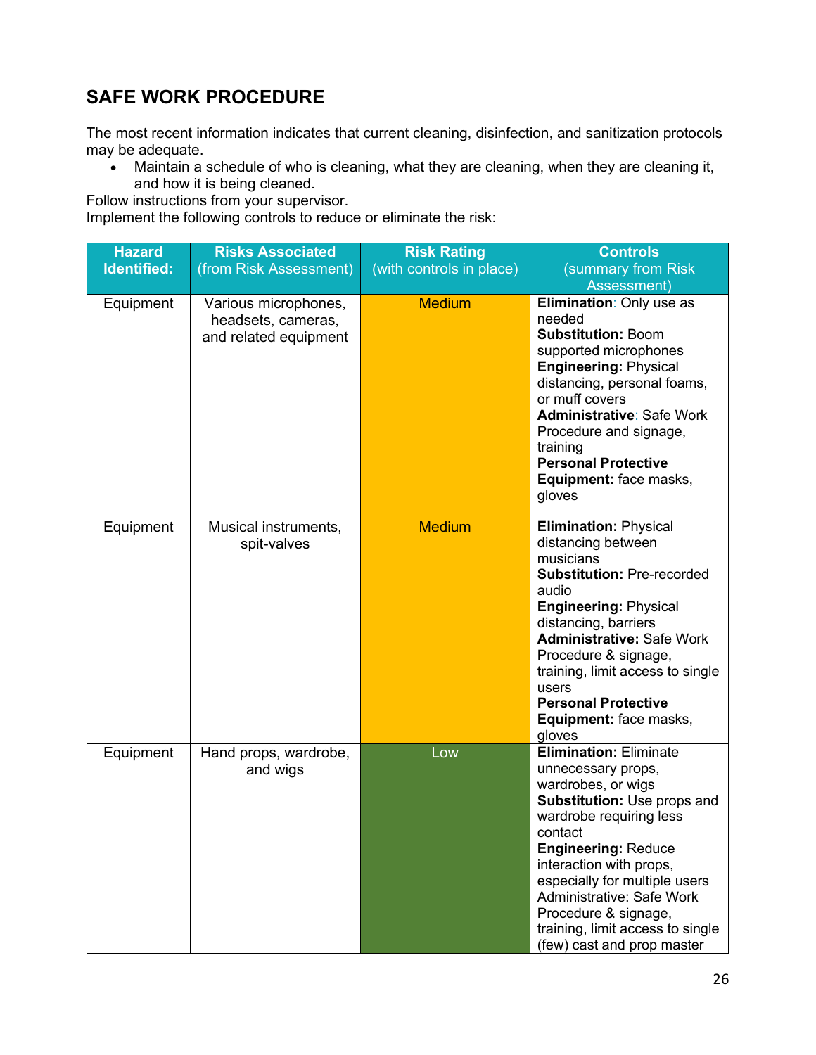## SAFE WORK PROCEDURE

The most recent information indicates that current cleaning, disinfection, and sanitization protocols may be adequate.

- Maintain a schedule of who is cleaning, what they are cleaning, when they are cleaning it, and how it is being cleaned.

Follow instructions from your supervisor.
Implement the following controls to reduce or eliminate the risk:

| Hazard Identified: | Risks Associated (from Risk Assessment) | Risk Rating (with controls in place) | Controls (summary from Risk Assessment) |
|---|---|---|---|
| Equipment | Various microphones, headsets, cameras, and related equipment | Medium | **Elimination**: Only use as needed<br>**Substitution:** Boom supported microphones<br>**Engineering:** Physical distancing, personal foams, or muff covers<br>**Administrative**: Safe Work Procedure and signage, training<br>**Personal Protective Equipment:** face masks, gloves |
| Equipment | Musical instruments, spit-valves | Medium | **Elimination:** Physical distancing between musicians<br>**Substitution:** Pre-recorded audio<br>**Engineering:** Physical distancing, barriers<br>**Administrative:** Safe Work Procedure & signage, training, limit access to single users<br>**Personal Protective Equipment:** face masks, gloves |
| Equipment | Hand props, wardrobe, and wigs | Low | **Elimination:** Eliminate unnecessary props, wardrobes, or wigs<br>**Substitution:** Use props and wardrobe requiring less contact<br>**Engineering:** Reduce interaction with props, especially for multiple users<br>Administrative: Safe Work Procedure & signage, training, limit access to single (few) cast and prop master |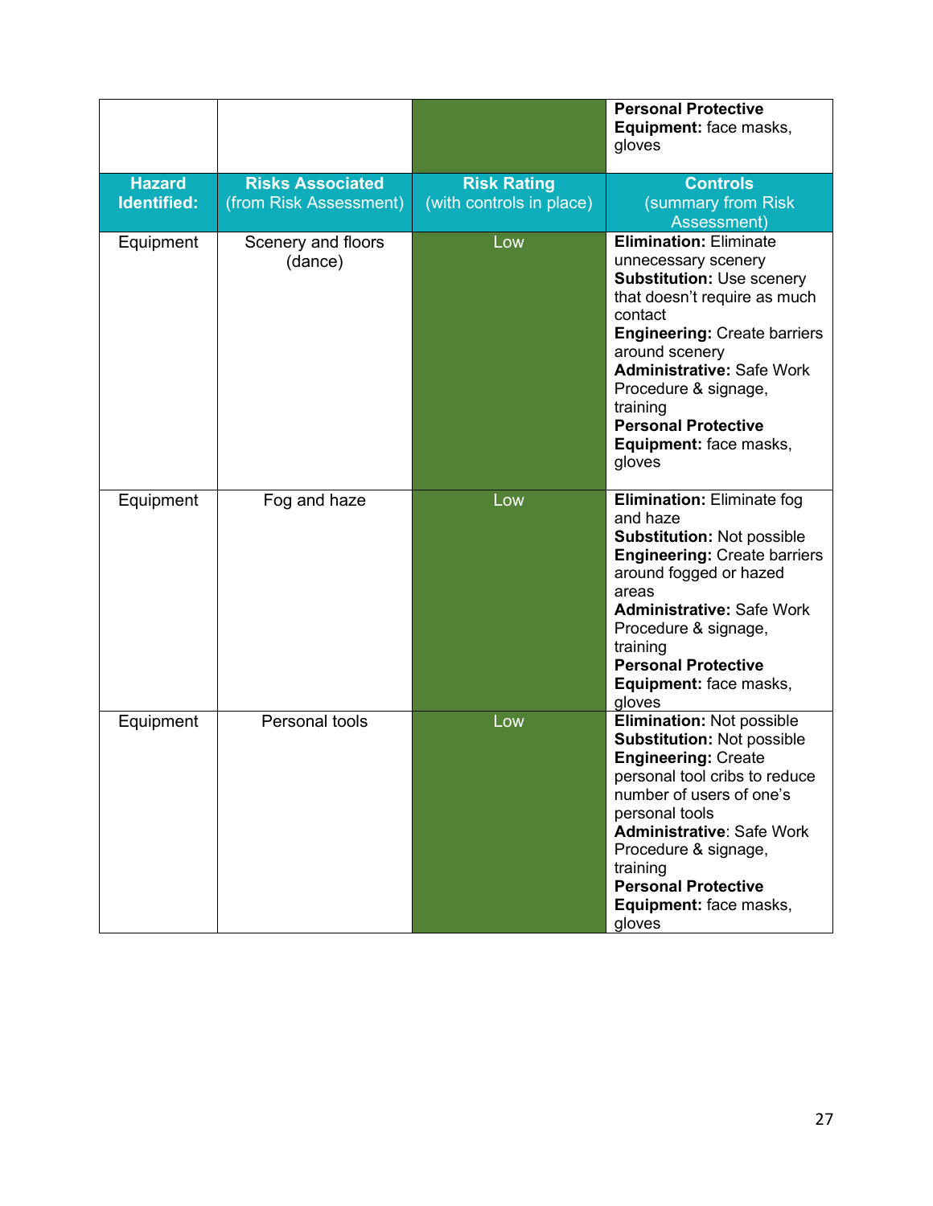| | | | **Personal Protective Equipment:** face masks, gloves |
|---|---|---|---|
| **Hazard Identified:** | **Risks Associated** (from Risk Assessment) | **Risk Rating** (with controls in place) | **Controls** (summary from Risk Assessment) |
| Equipment | Scenery and floors (dance) | Low | **Elimination:** Eliminate unnecessary scenery **Substitution:** Use scenery that doesn't require as much contact **Engineering:** Create barriers around scenery **Administrative:** Safe Work Procedure & signage, training **Personal Protective Equipment:** face masks, gloves |
| Equipment | Fog and haze | Low | **Elimination:** Eliminate fog and haze **Substitution:** Not possible **Engineering:** Create barriers around fogged or hazed areas **Administrative:** Safe Work Procedure & signage, training **Personal Protective Equipment:** face masks, gloves |
| Equipment | Personal tools | Low | **Elimination:** Not possible **Substitution:** Not possible **Engineering:** Create personal tool cribs to reduce number of users of one's personal tools **Administrative**: Safe Work Procedure & signage, training **Personal Protective Equipment:** face masks, gloves |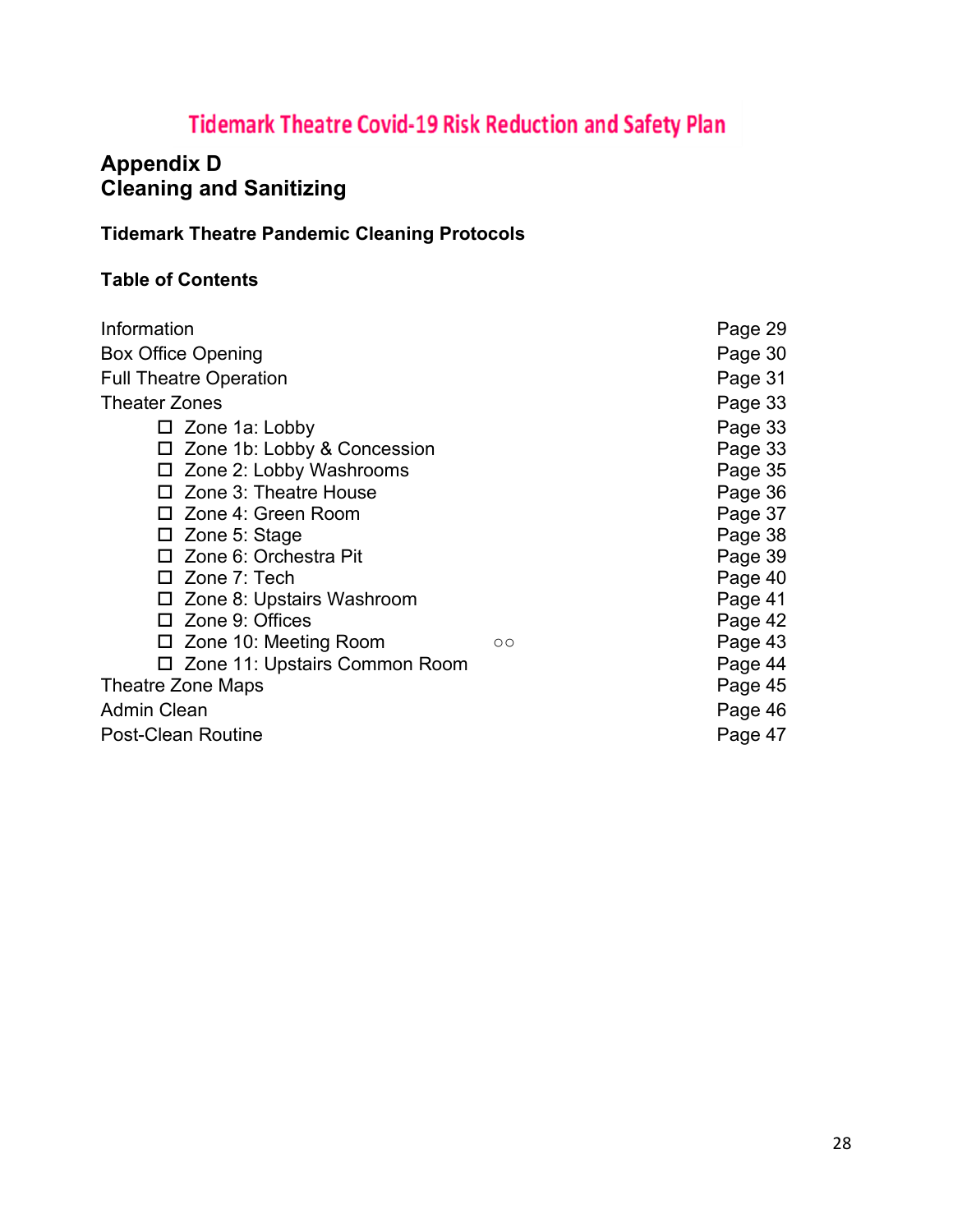# Tidemark Theatre Covid-19 Risk Reduction and Safety Plan

## Appendix D
## Cleaning and Sanitizing

### Tidemark Theatre Pandemic Cleaning Protocols

### Table of Contents

| | |
|---|---|
| Information | Page 29 |
| Box Office Opening | Page 30 |
| Full Theatre Operation | Page 31 |
| Theater Zones | Page 33 |
| ☐ Zone 1a: Lobby | Page 33 |
| ☐ Zone 1b: Lobby & Concession | Page 33 |
| ☐ Zone 2: Lobby Washrooms | Page 35 |
| ☐ Zone 3: Theatre House | Page 36 |
| ☐ Zone 4: Green Room | Page 37 |
| ☐ Zone 5: Stage | Page 38 |
| ☐ Zone 6: Orchestra Pit | Page 39 |
| ☐ Zone 7: Tech | Page 40 |
| ☐ Zone 8: Upstairs Washroom | Page 41 |
| ☐ Zone 9: Offices | Page 42 |
| ☐ Zone 10: Meeting Room ○○ | Page 43 |
| ☐ Zone 11: Upstairs Common Room | Page 44 |
| Theatre Zone Maps | Page 45 |
| Admin Clean | Page 46 |
| Post-Clean Routine | Page 47 |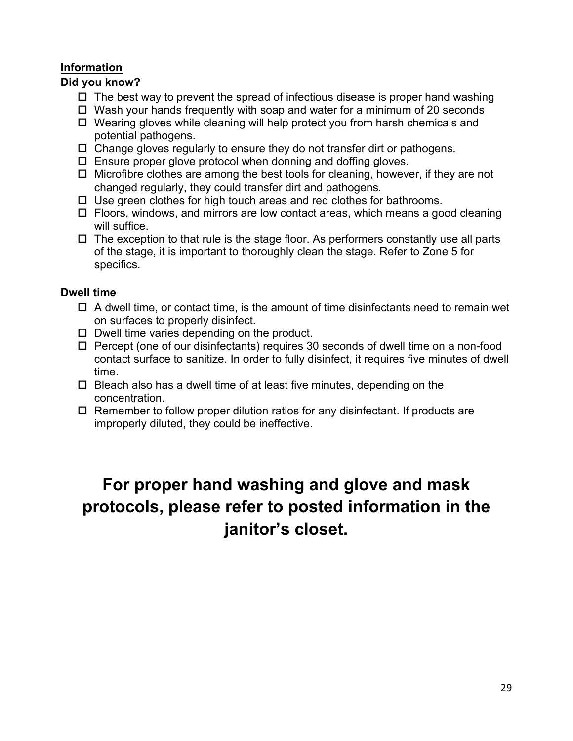**<u>Information</u>**

**Did you know?**

- ☐ The best way to prevent the spread of infectious disease is proper hand washing
- ☐ Wash your hands frequently with soap and water for a minimum of 20 seconds
- ☐ Wearing gloves while cleaning will help protect you from harsh chemicals and potential pathogens.
- ☐ Change gloves regularly to ensure they do not transfer dirt or pathogens.
- ☐ Ensure proper glove protocol when donning and doffing gloves.
- ☐ Microfibre clothes are among the best tools for cleaning, however, if they are not changed regularly, they could transfer dirt and pathogens.
- ☐ Use green clothes for high touch areas and red clothes for bathrooms.
- ☐ Floors, windows, and mirrors are low contact areas, which means a good cleaning will suffice.
- ☐ The exception to that rule is the stage floor. As performers constantly use all parts of the stage, it is important to thoroughly clean the stage. Refer to Zone 5 for specifics.

**Dwell time**

- ☐ A dwell time, or contact time, is the amount of time disinfectants need to remain wet on surfaces to properly disinfect.
- ☐ Dwell time varies depending on the product.
- ☐ Percept (one of our disinfectants) requires 30 seconds of dwell time on a non-food contact surface to sanitize. In order to fully disinfect, it requires five minutes of dwell time.
- ☐ Bleach also has a dwell time of at least five minutes, depending on the concentration.
- ☐ Remember to follow proper dilution ratios for any disinfectant. If products are improperly diluted, they could be ineffective.

## For proper hand washing and glove and mask protocols, please refer to posted information in the janitor's closet.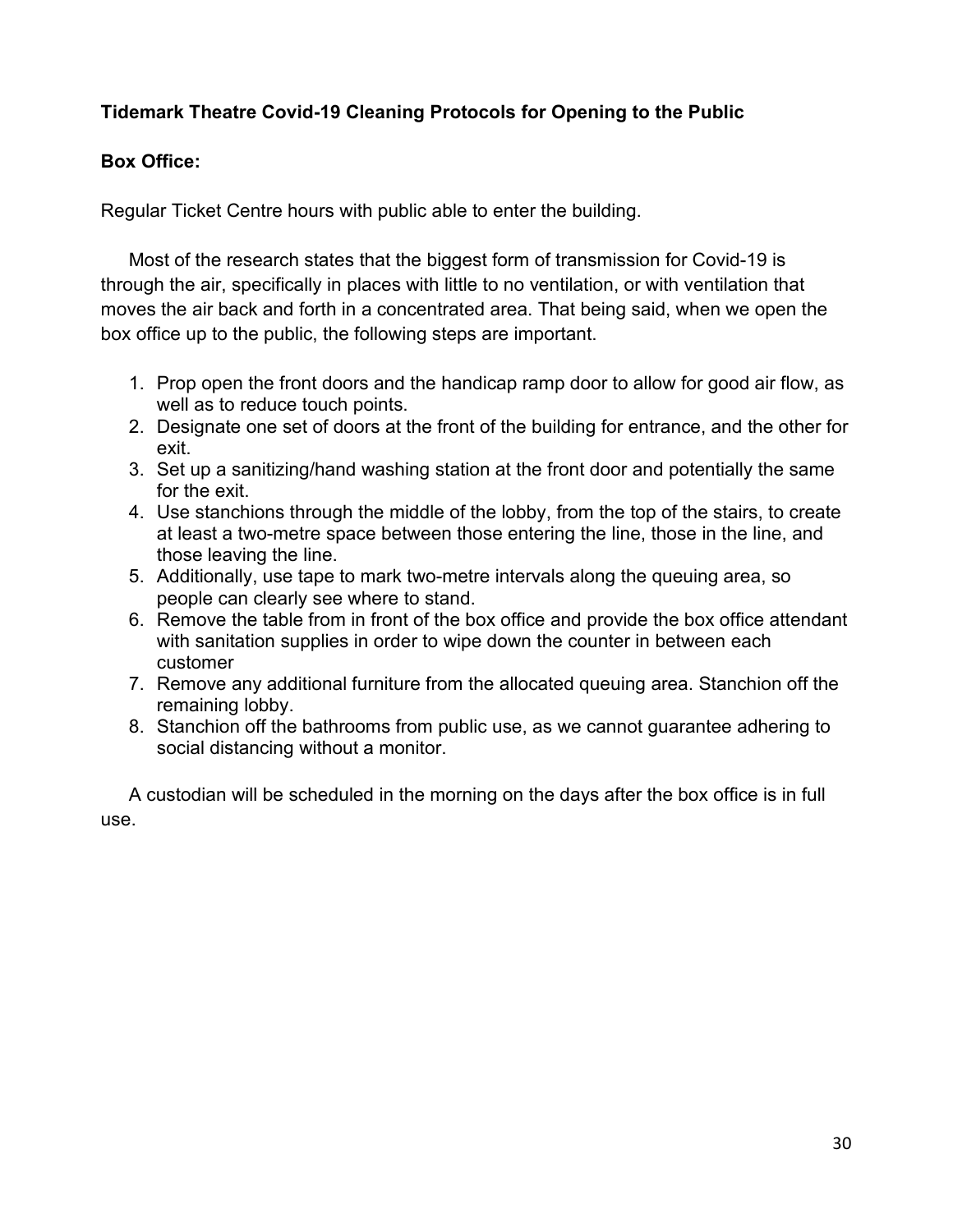**Tidemark Theatre Covid-19 Cleaning Protocols for Opening to the Public**

**Box Office:**

Regular Ticket Centre hours with public able to enter the building.

Most of the research states that the biggest form of transmission for Covid-19 is through the air, specifically in places with little to no ventilation, or with ventilation that moves the air back and forth in a concentrated area. That being said, when we open the box office up to the public, the following steps are important.

1. Prop open the front doors and the handicap ramp door to allow for good air flow, as well as to reduce touch points.
2. Designate one set of doors at the front of the building for entrance, and the other for exit.
3. Set up a sanitizing/hand washing station at the front door and potentially the same for the exit.
4. Use stanchions through the middle of the lobby, from the top of the stairs, to create at least a two-metre space between those entering the line, those in the line, and those leaving the line.
5. Additionally, use tape to mark two-metre intervals along the queuing area, so people can clearly see where to stand.
6. Remove the table from in front of the box office and provide the box office attendant with sanitation supplies in order to wipe down the counter in between each customer
7. Remove any additional furniture from the allocated queuing area. Stanchion off the remaining lobby.
8. Stanchion off the bathrooms from public use, as we cannot guarantee adhering to social distancing without a monitor.

A custodian will be scheduled in the morning on the days after the box office is in full use.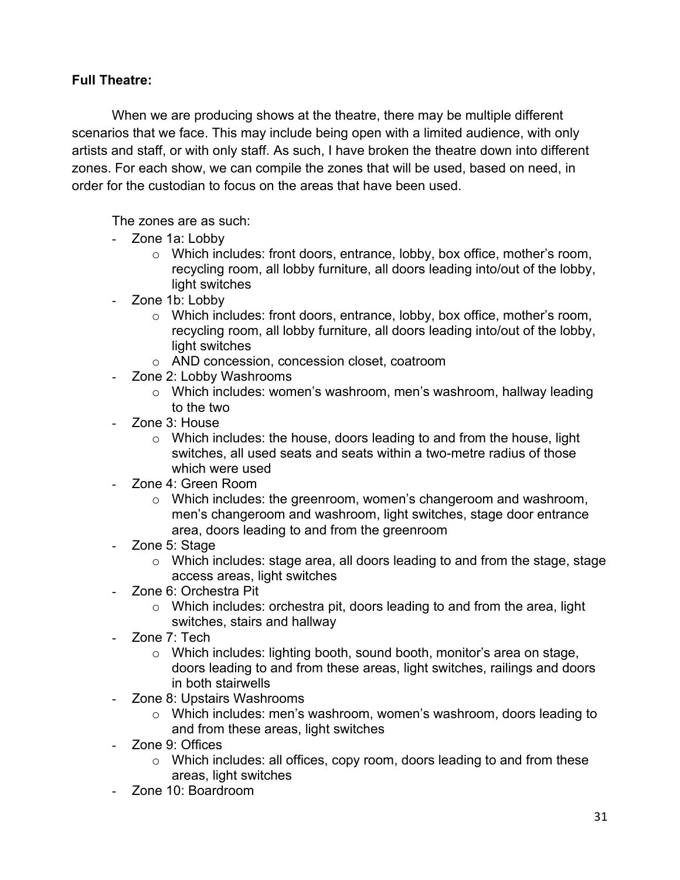**Full Theatre:**

When we are producing shows at the theatre, there may be multiple different scenarios that we face. This may include being open with a limited audience, with only artists and staff, or with only staff. As such, I have broken the theatre down into different zones. For each show, we can compile the zones that will be used, based on need, in order for the custodian to focus on the areas that have been used.

The zones are as such:

- Zone 1a: Lobby
  - Which includes: front doors, entrance, lobby, box office, mother's room, recycling room, all lobby furniture, all doors leading into/out of the lobby, light switches
- Zone 1b: Lobby
  - Which includes: front doors, entrance, lobby, box office, mother's room, recycling room, all lobby furniture, all doors leading into/out of the lobby, light switches
  - AND concession, concession closet, coatroom
- Zone 2: Lobby Washrooms
  - Which includes: women's washroom, men's washroom, hallway leading to the two
- Zone 3: House
  - Which includes: the house, doors leading to and from the house, light switches, all used seats and seats within a two-metre radius of those which were used
- Zone 4: Green Room
  - Which includes: the greenroom, women's changeroom and washroom, men's changeroom and washroom, light switches, stage door entrance area, doors leading to and from the greenroom
- Zone 5: Stage
  - Which includes: stage area, all doors leading to and from the stage, stage access areas, light switches
- Zone 6: Orchestra Pit
  - Which includes: orchestra pit, doors leading to and from the area, light switches, stairs and hallway
- Zone 7: Tech
  - Which includes: lighting booth, sound booth, monitor's area on stage, doors leading to and from these areas, light switches, railings and doors in both stairwells
- Zone 8: Upstairs Washrooms
  - Which includes: men's washroom, women's washroom, doors leading to and from these areas, light switches
- Zone 9: Offices
  - Which includes: all offices, copy room, doors leading to and from these areas, light switches
- Zone 10: Boardroom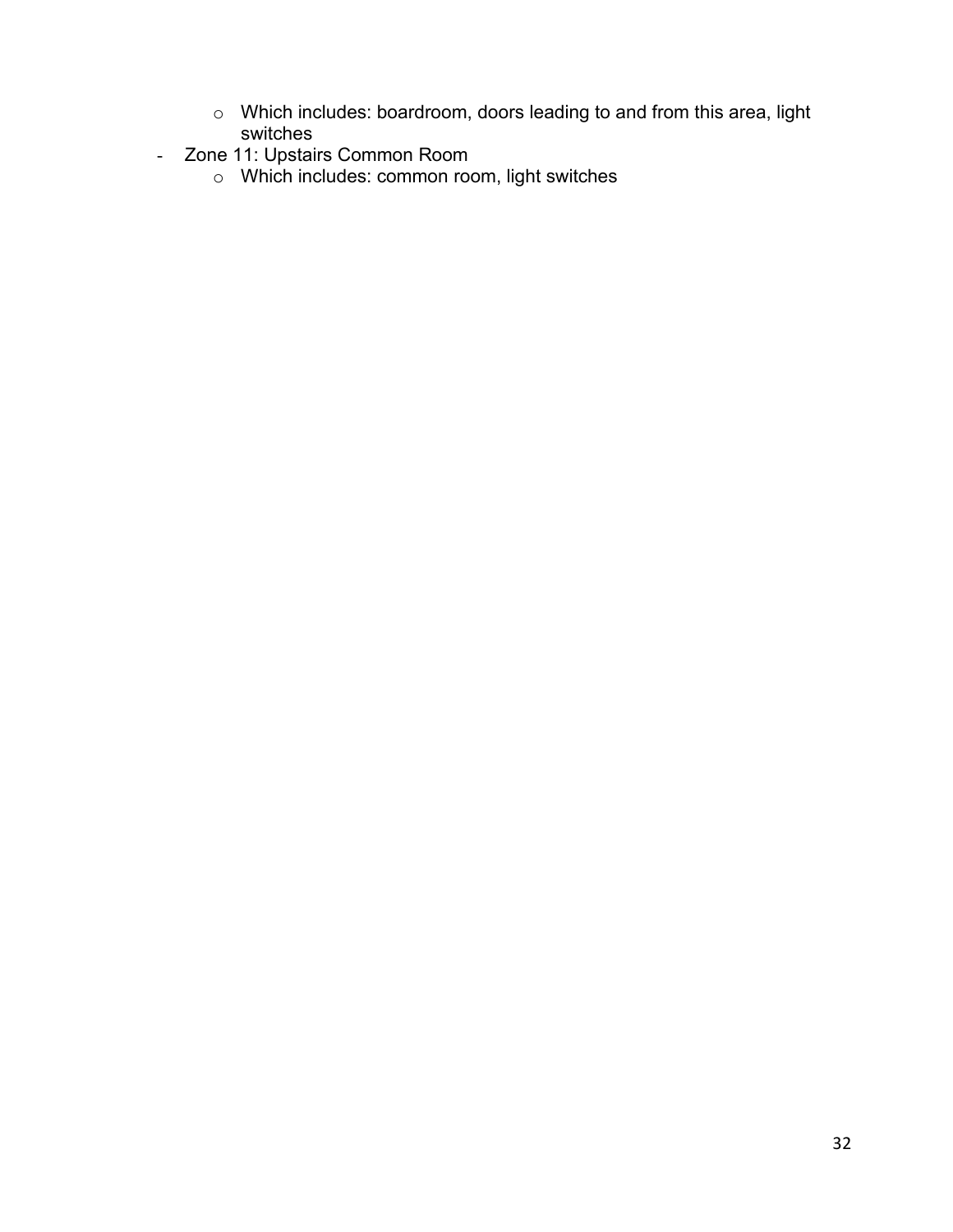- Which includes: boardroom, doors leading to and from this area, light switches
- Zone 11: Upstairs Common Room
  - Which includes: common room, light switches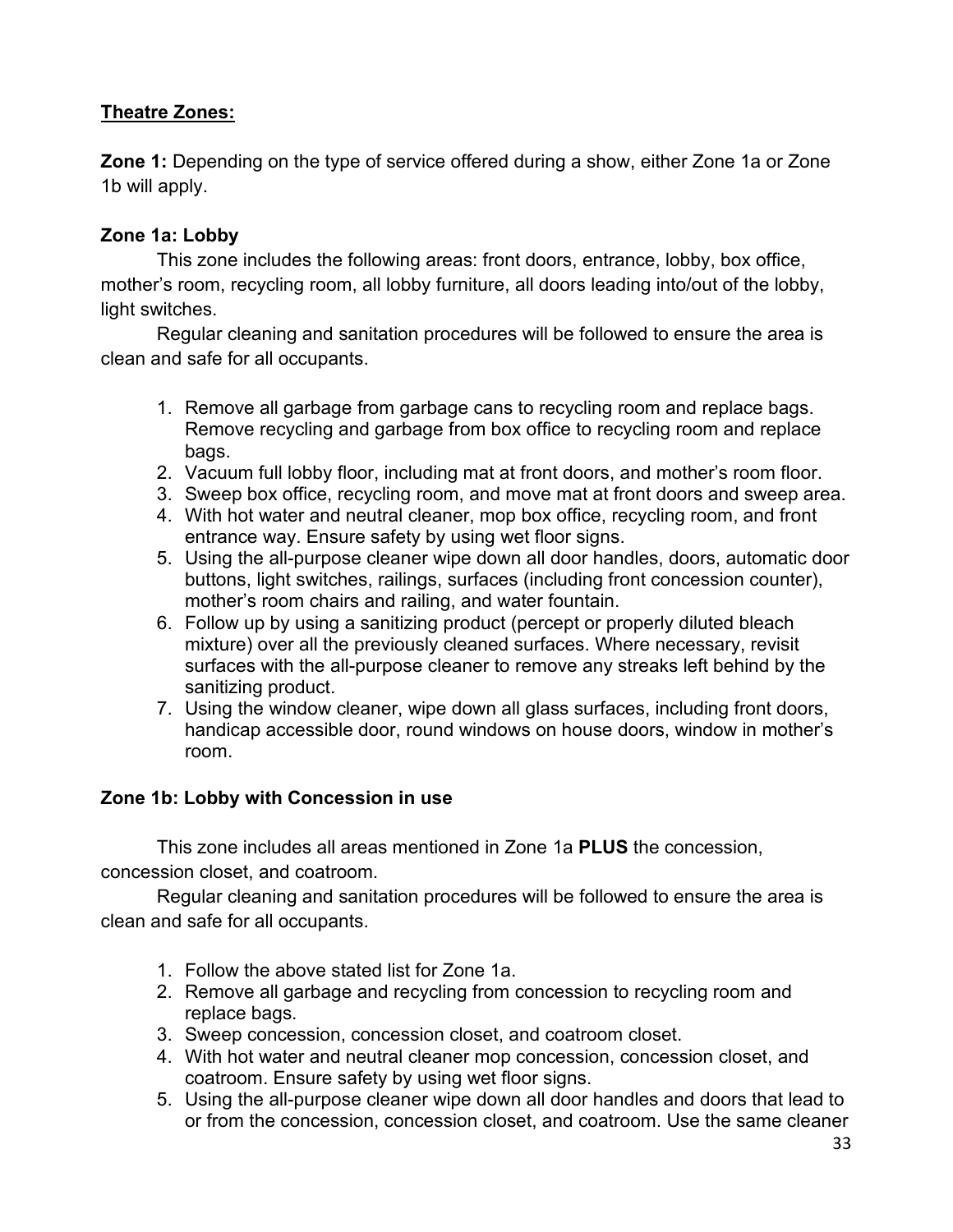## <u>Theatre Zones:</u>

**Zone 1:** Depending on the type of service offered during a show, either Zone 1a or Zone 1b will apply.

### Zone 1a: Lobby

This zone includes the following areas: front doors, entrance, lobby, box office, mother's room, recycling room, all lobby furniture, all doors leading into/out of the lobby, light switches.

Regular cleaning and sanitation procedures will be followed to ensure the area is clean and safe for all occupants.

1. Remove all garbage from garbage cans to recycling room and replace bags. Remove recycling and garbage from box office to recycling room and replace bags.
2. Vacuum full lobby floor, including mat at front doors, and mother's room floor.
3. Sweep box office, recycling room, and move mat at front doors and sweep area.
4. With hot water and neutral cleaner, mop box office, recycling room, and front entrance way. Ensure safety by using wet floor signs.
5. Using the all-purpose cleaner wipe down all door handles, doors, automatic door buttons, light switches, railings, surfaces (including front concession counter), mother's room chairs and railing, and water fountain.
6. Follow up by using a sanitizing product (percept or properly diluted bleach mixture) over all the previously cleaned surfaces. Where necessary, revisit surfaces with the all-purpose cleaner to remove any streaks left behind by the sanitizing product.
7. Using the window cleaner, wipe down all glass surfaces, including front doors, handicap accessible door, round windows on house doors, window in mother's room.

### Zone 1b: Lobby with Concession in use

This zone includes all areas mentioned in Zone 1a **PLUS** the concession, concession closet, and coatroom.

Regular cleaning and sanitation procedures will be followed to ensure the area is clean and safe for all occupants.

1. Follow the above stated list for Zone 1a.
2. Remove all garbage and recycling from concession to recycling room and replace bags.
3. Sweep concession, concession closet, and coatroom closet.
4. With hot water and neutral cleaner mop concession, concession closet, and coatroom. Ensure safety by using wet floor signs.
5. Using the all-purpose cleaner wipe down all door handles and doors that lead to or from the concession, concession closet, and coatroom. Use the same cleaner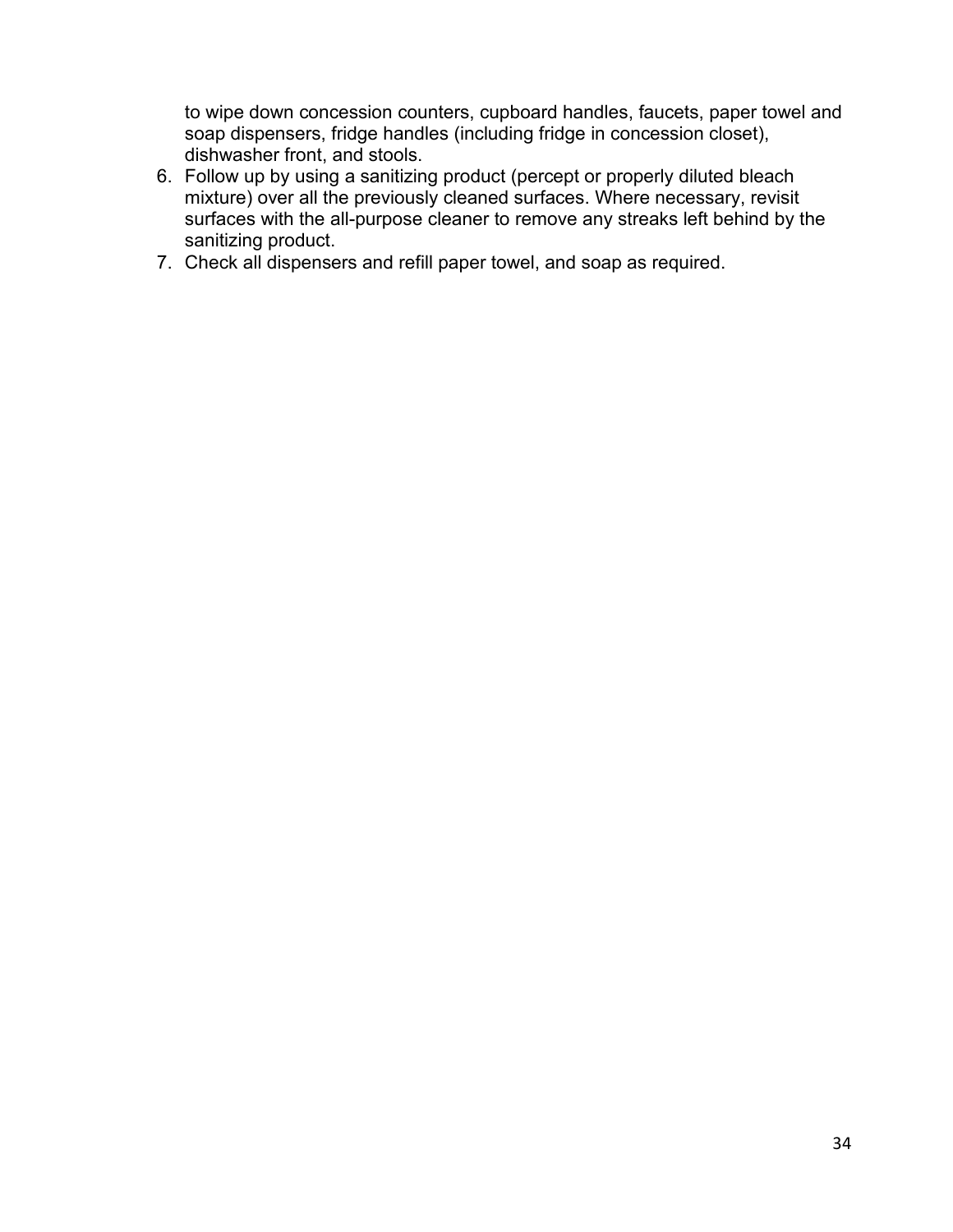to wipe down concession counters, cupboard handles, faucets, paper towel and soap dispensers, fridge handles (including fridge in concession closet), dishwasher front, and stools.

6. Follow up by using a sanitizing product (percept or properly diluted bleach mixture) over all the previously cleaned surfaces. Where necessary, revisit surfaces with the all-purpose cleaner to remove any streaks left behind by the sanitizing product.
7. Check all dispensers and refill paper towel, and soap as required.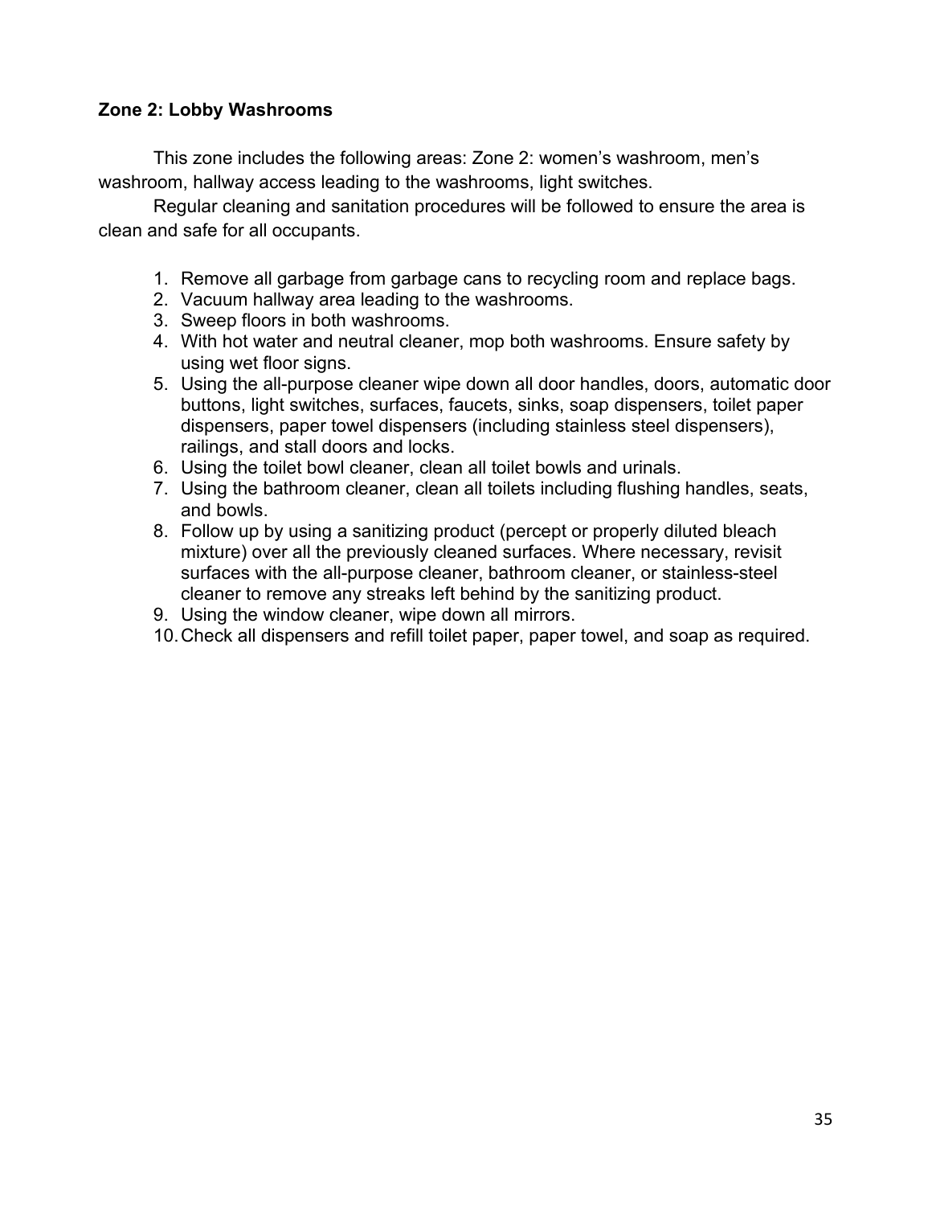**Zone 2: Lobby Washrooms**

This zone includes the following areas: Zone 2: women's washroom, men's washroom, hallway access leading to the washrooms, light switches.

Regular cleaning and sanitation procedures will be followed to ensure the area is clean and safe for all occupants.

1. Remove all garbage from garbage cans to recycling room and replace bags.
2. Vacuum hallway area leading to the washrooms.
3. Sweep floors in both washrooms.
4. With hot water and neutral cleaner, mop both washrooms. Ensure safety by using wet floor signs.
5. Using the all-purpose cleaner wipe down all door handles, doors, automatic door buttons, light switches, surfaces, faucets, sinks, soap dispensers, toilet paper dispensers, paper towel dispensers (including stainless steel dispensers), railings, and stall doors and locks.
6. Using the toilet bowl cleaner, clean all toilet bowls and urinals.
7. Using the bathroom cleaner, clean all toilets including flushing handles, seats, and bowls.
8. Follow up by using a sanitizing product (percept or properly diluted bleach mixture) over all the previously cleaned surfaces. Where necessary, revisit surfaces with the all-purpose cleaner, bathroom cleaner, or stainless-steel cleaner to remove any streaks left behind by the sanitizing product.
9. Using the window cleaner, wipe down all mirrors.
10. Check all dispensers and refill toilet paper, paper towel, and soap as required.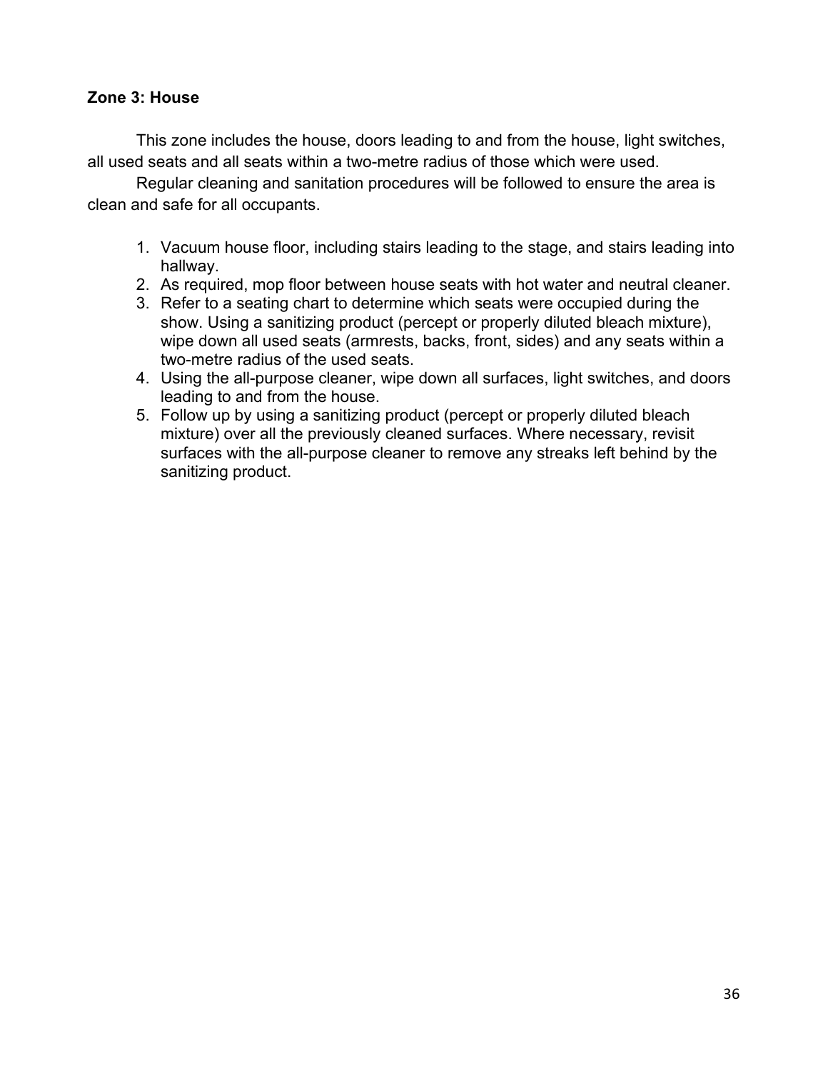**Zone 3: House**

This zone includes the house, doors leading to and from the house, light switches, all used seats and all seats within a two-metre radius of those which were used.

Regular cleaning and sanitation procedures will be followed to ensure the area is clean and safe for all occupants.

1. Vacuum house floor, including stairs leading to the stage, and stairs leading into hallway.
2. As required, mop floor between house seats with hot water and neutral cleaner.
3. Refer to a seating chart to determine which seats were occupied during the show. Using a sanitizing product (percept or properly diluted bleach mixture), wipe down all used seats (armrests, backs, front, sides) and any seats within a two-metre radius of the used seats.
4. Using the all-purpose cleaner, wipe down all surfaces, light switches, and doors leading to and from the house.
5. Follow up by using a sanitizing product (percept or properly diluted bleach mixture) over all the previously cleaned surfaces. Where necessary, revisit surfaces with the all-purpose cleaner to remove any streaks left behind by the sanitizing product.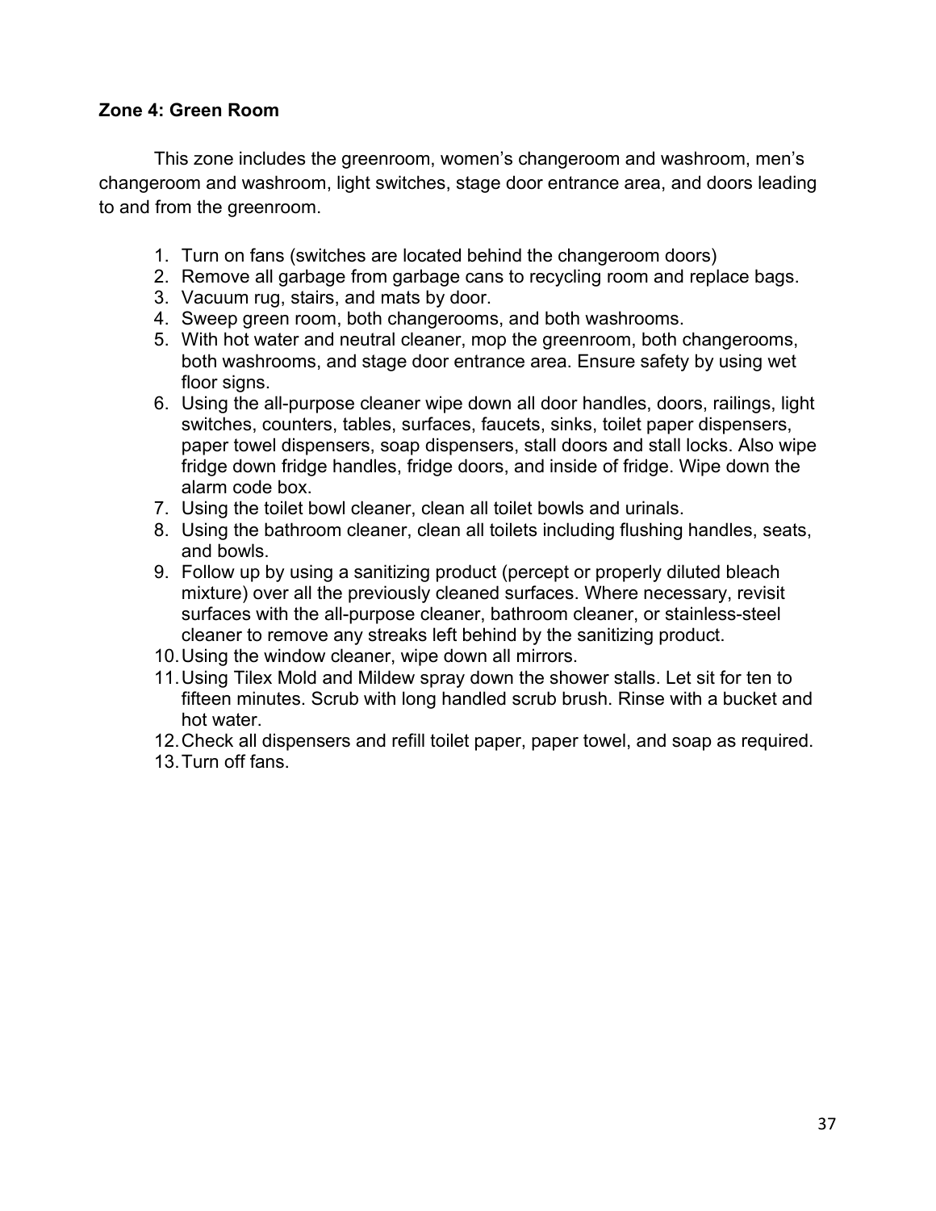**Zone 4: Green Room**

This zone includes the greenroom, women's changeroom and washroom, men's changeroom and washroom, light switches, stage door entrance area, and doors leading to and from the greenroom.

1. Turn on fans (switches are located behind the changeroom doors)
2. Remove all garbage from garbage cans to recycling room and replace bags.
3. Vacuum rug, stairs, and mats by door.
4. Sweep green room, both changerooms, and both washrooms.
5. With hot water and neutral cleaner, mop the greenroom, both changerooms, both washrooms, and stage door entrance area. Ensure safety by using wet floor signs.
6. Using the all-purpose cleaner wipe down all door handles, doors, railings, light switches, counters, tables, surfaces, faucets, sinks, toilet paper dispensers, paper towel dispensers, soap dispensers, stall doors and stall locks. Also wipe fridge down fridge handles, fridge doors, and inside of fridge. Wipe down the alarm code box.
7. Using the toilet bowl cleaner, clean all toilet bowls and urinals.
8. Using the bathroom cleaner, clean all toilets including flushing handles, seats, and bowls.
9. Follow up by using a sanitizing product (percept or properly diluted bleach mixture) over all the previously cleaned surfaces. Where necessary, revisit surfaces with the all-purpose cleaner, bathroom cleaner, or stainless-steel cleaner to remove any streaks left behind by the sanitizing product.
10. Using the window cleaner, wipe down all mirrors.
11. Using Tilex Mold and Mildew spray down the shower stalls. Let sit for ten to fifteen minutes. Scrub with long handled scrub brush. Rinse with a bucket and hot water.
12. Check all dispensers and refill toilet paper, paper towel, and soap as required.
13. Turn off fans.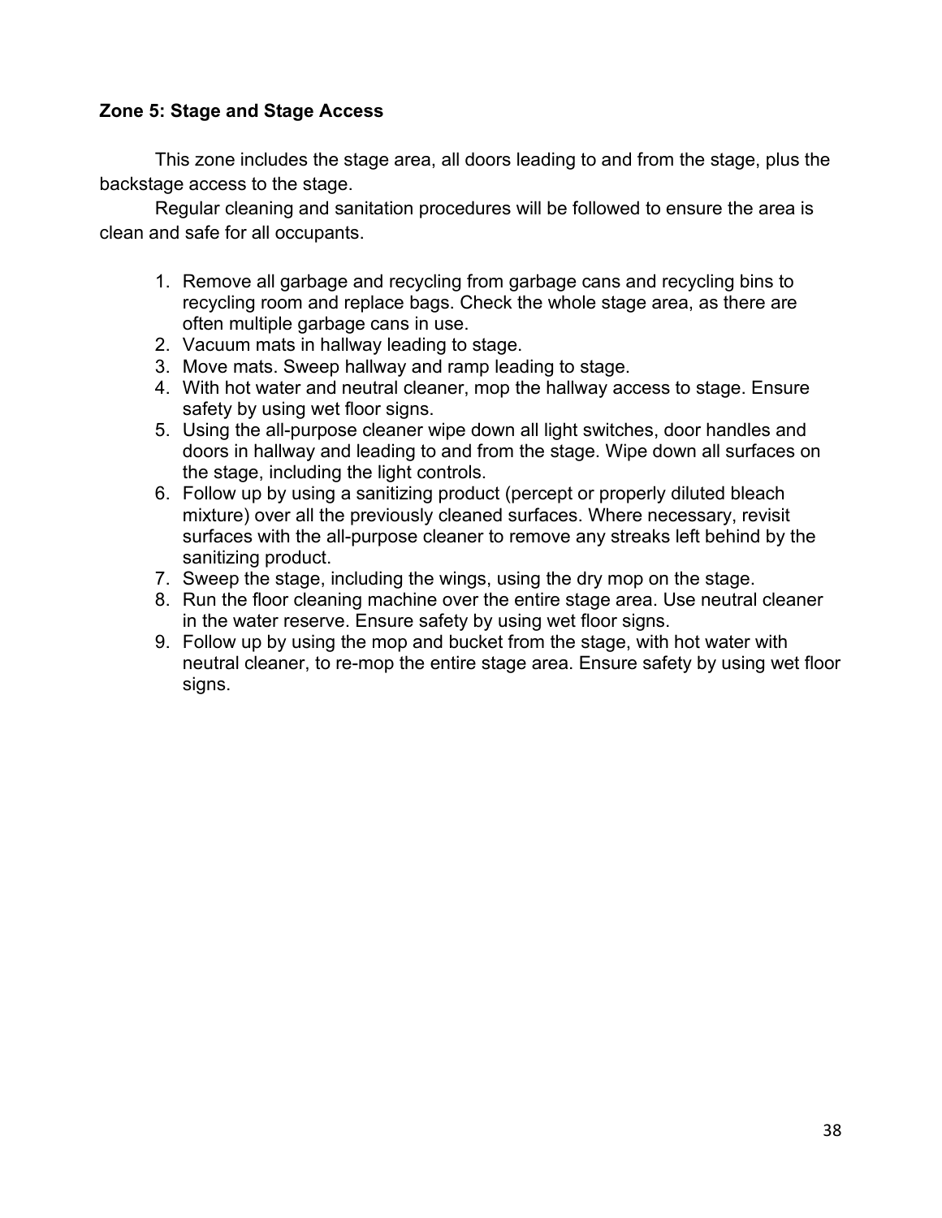**Zone 5: Stage and Stage Access**

This zone includes the stage area, all doors leading to and from the stage, plus the backstage access to the stage.

Regular cleaning and sanitation procedures will be followed to ensure the area is clean and safe for all occupants.

1. Remove all garbage and recycling from garbage cans and recycling bins to recycling room and replace bags. Check the whole stage area, as there are often multiple garbage cans in use.
2. Vacuum mats in hallway leading to stage.
3. Move mats. Sweep hallway and ramp leading to stage.
4. With hot water and neutral cleaner, mop the hallway access to stage. Ensure safety by using wet floor signs.
5. Using the all-purpose cleaner wipe down all light switches, door handles and doors in hallway and leading to and from the stage. Wipe down all surfaces on the stage, including the light controls.
6. Follow up by using a sanitizing product (percept or properly diluted bleach mixture) over all the previously cleaned surfaces. Where necessary, revisit surfaces with the all-purpose cleaner to remove any streaks left behind by the sanitizing product.
7. Sweep the stage, including the wings, using the dry mop on the stage.
8. Run the floor cleaning machine over the entire stage area. Use neutral cleaner in the water reserve. Ensure safety by using wet floor signs.
9. Follow up by using the mop and bucket from the stage, with hot water with neutral cleaner, to re-mop the entire stage area. Ensure safety by using wet floor signs.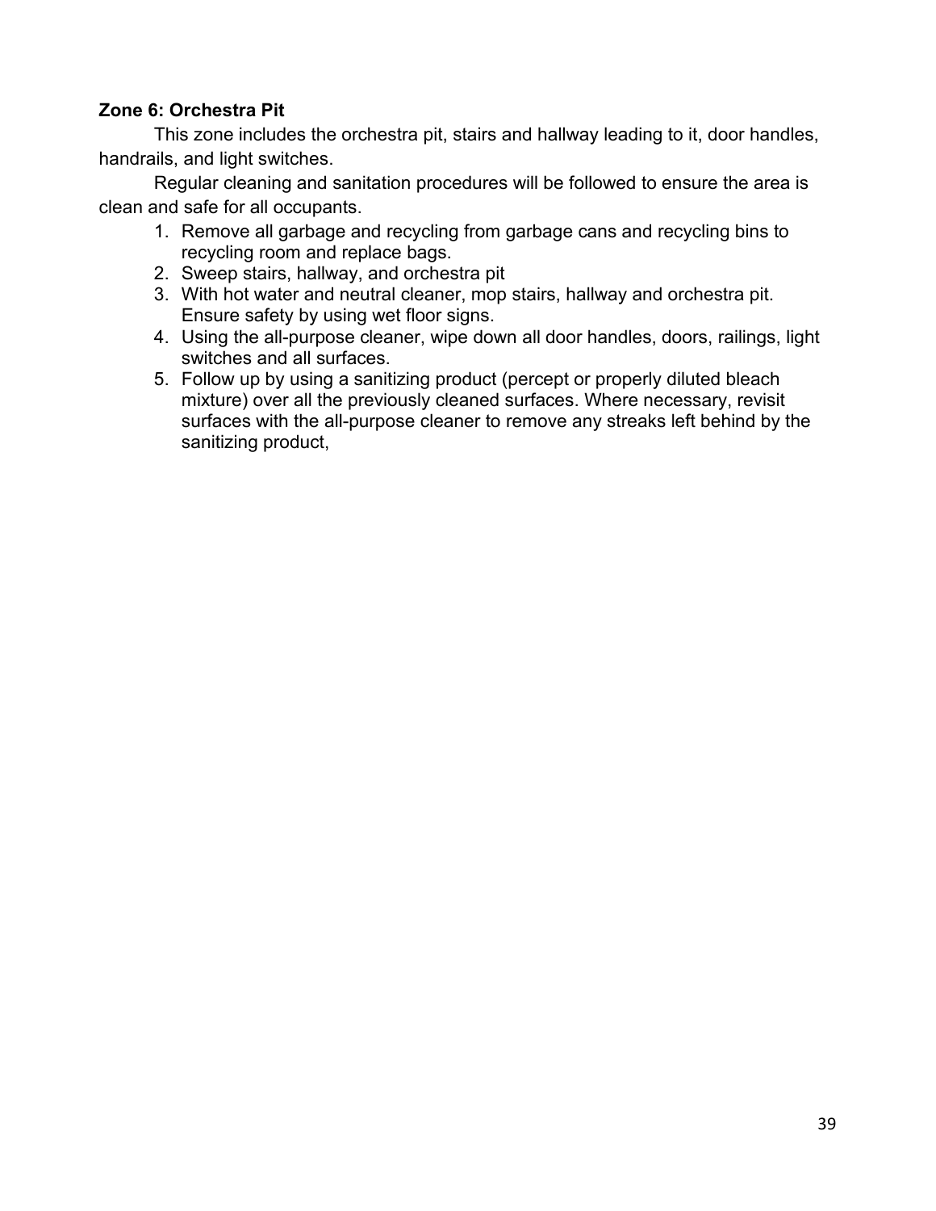**Zone 6: Orchestra Pit**

This zone includes the orchestra pit, stairs and hallway leading to it, door handles, handrails, and light switches.

Regular cleaning and sanitation procedures will be followed to ensure the area is clean and safe for all occupants.

1. Remove all garbage and recycling from garbage cans and recycling bins to recycling room and replace bags.
2. Sweep stairs, hallway, and orchestra pit
3. With hot water and neutral cleaner, mop stairs, hallway and orchestra pit. Ensure safety by using wet floor signs.
4. Using the all-purpose cleaner, wipe down all door handles, doors, railings, light switches and all surfaces.
5. Follow up by using a sanitizing product (percept or properly diluted bleach mixture) over all the previously cleaned surfaces. Where necessary, revisit surfaces with the all-purpose cleaner to remove any streaks left behind by the sanitizing product,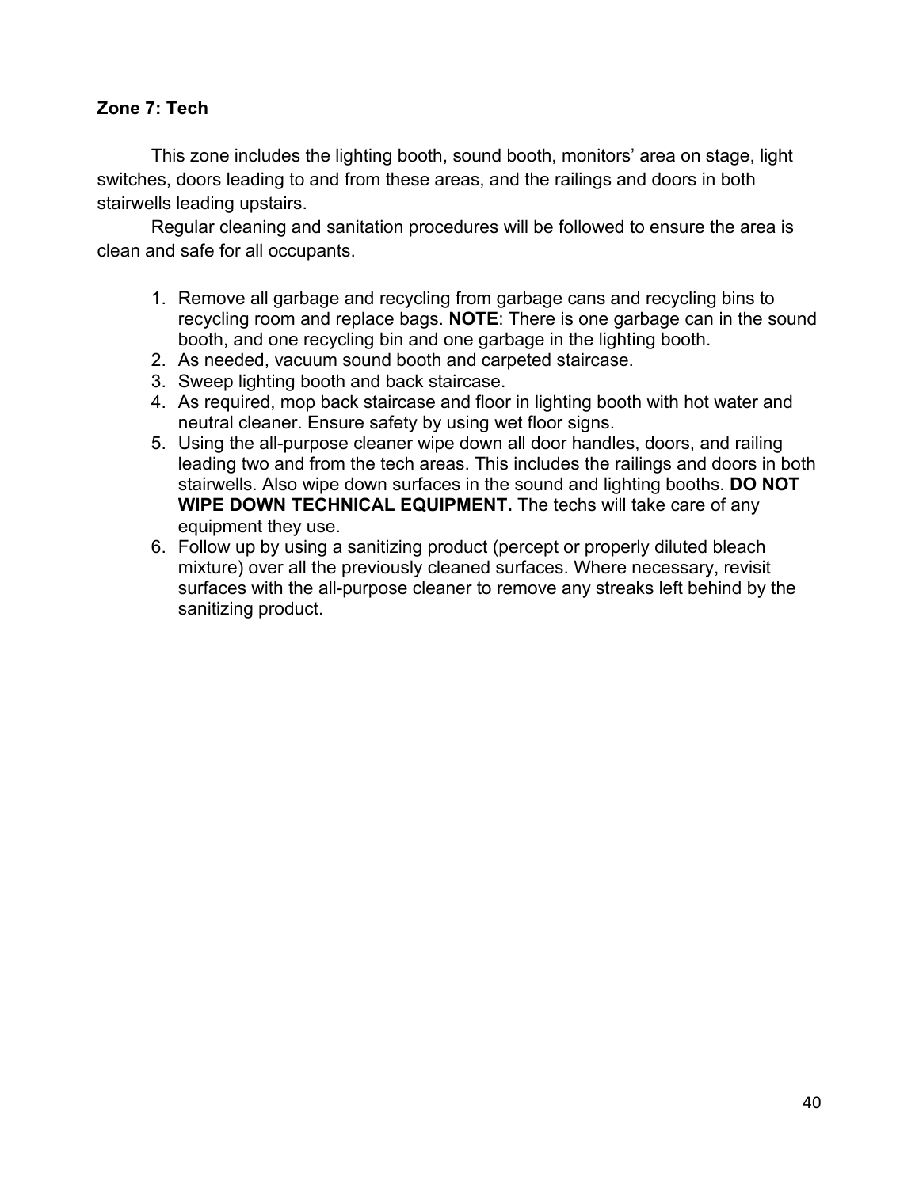**Zone 7: Tech**

This zone includes the lighting booth, sound booth, monitors' area on stage, light switches, doors leading to and from these areas, and the railings and doors in both stairwells leading upstairs.

Regular cleaning and sanitation procedures will be followed to ensure the area is clean and safe for all occupants.

1. Remove all garbage and recycling from garbage cans and recycling bins to recycling room and replace bags. **NOTE**: There is one garbage can in the sound booth, and one recycling bin and one garbage in the lighting booth.
2. As needed, vacuum sound booth and carpeted staircase.
3. Sweep lighting booth and back staircase.
4. As required, mop back staircase and floor in lighting booth with hot water and neutral cleaner. Ensure safety by using wet floor signs.
5. Using the all-purpose cleaner wipe down all door handles, doors, and railing leading two and from the tech areas. This includes the railings and doors in both stairwells. Also wipe down surfaces in the sound and lighting booths. **DO NOT WIPE DOWN TECHNICAL EQUIPMENT.** The techs will take care of any equipment they use.
6. Follow up by using a sanitizing product (percept or properly diluted bleach mixture) over all the previously cleaned surfaces. Where necessary, revisit surfaces with the all-purpose cleaner to remove any streaks left behind by the sanitizing product.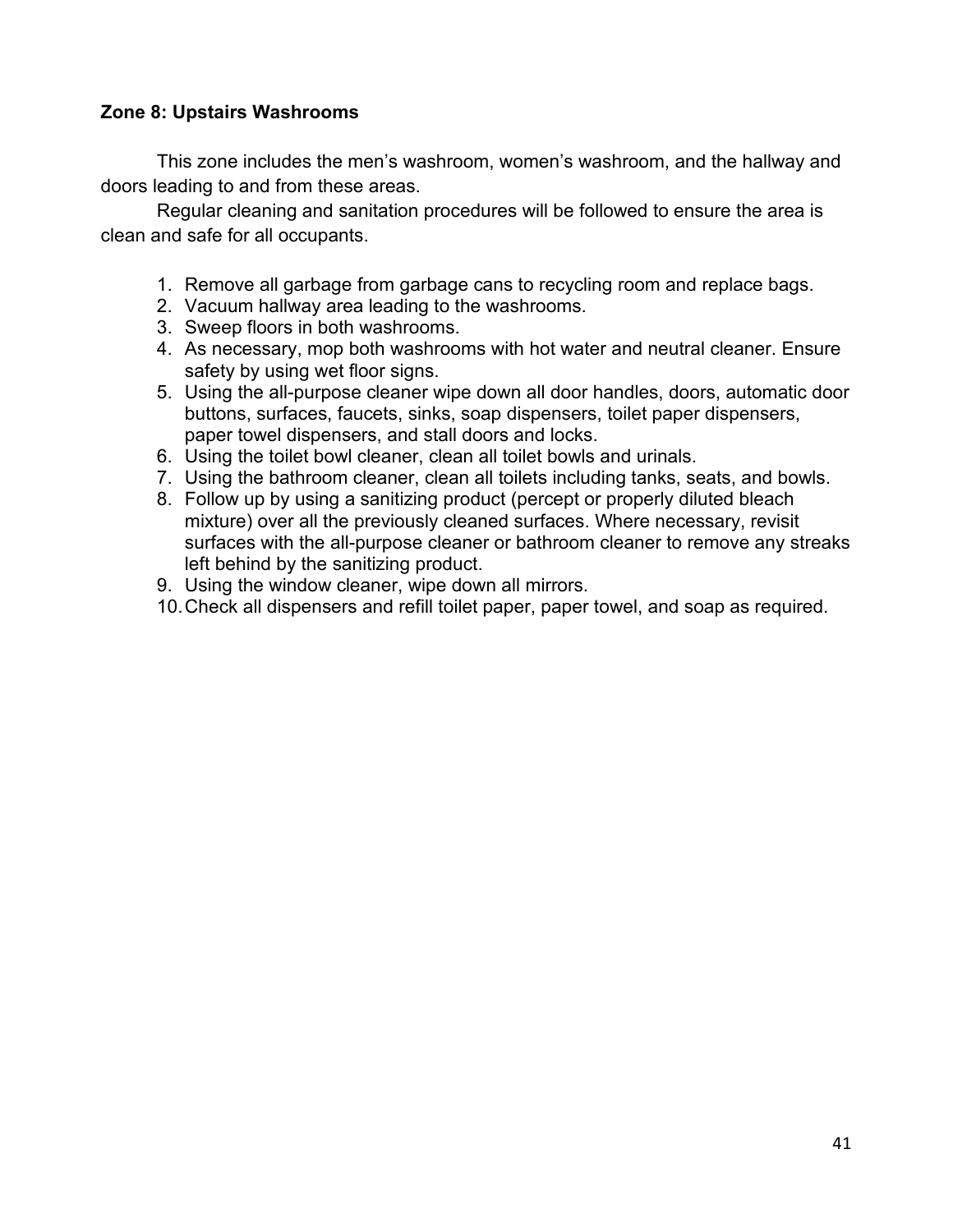**Zone 8: Upstairs Washrooms**

This zone includes the men's washroom, women's washroom, and the hallway and doors leading to and from these areas.

Regular cleaning and sanitation procedures will be followed to ensure the area is clean and safe for all occupants.

1. Remove all garbage from garbage cans to recycling room and replace bags.
2. Vacuum hallway area leading to the washrooms.
3. Sweep floors in both washrooms.
4. As necessary, mop both washrooms with hot water and neutral cleaner. Ensure safety by using wet floor signs.
5. Using the all-purpose cleaner wipe down all door handles, doors, automatic door buttons, surfaces, faucets, sinks, soap dispensers, toilet paper dispensers, paper towel dispensers, and stall doors and locks.
6. Using the toilet bowl cleaner, clean all toilet bowls and urinals.
7. Using the bathroom cleaner, clean all toilets including tanks, seats, and bowls.
8. Follow up by using a sanitizing product (percept or properly diluted bleach mixture) over all the previously cleaned surfaces. Where necessary, revisit surfaces with the all-purpose cleaner or bathroom cleaner to remove any streaks left behind by the sanitizing product.
9. Using the window cleaner, wipe down all mirrors.
10. Check all dispensers and refill toilet paper, paper towel, and soap as required.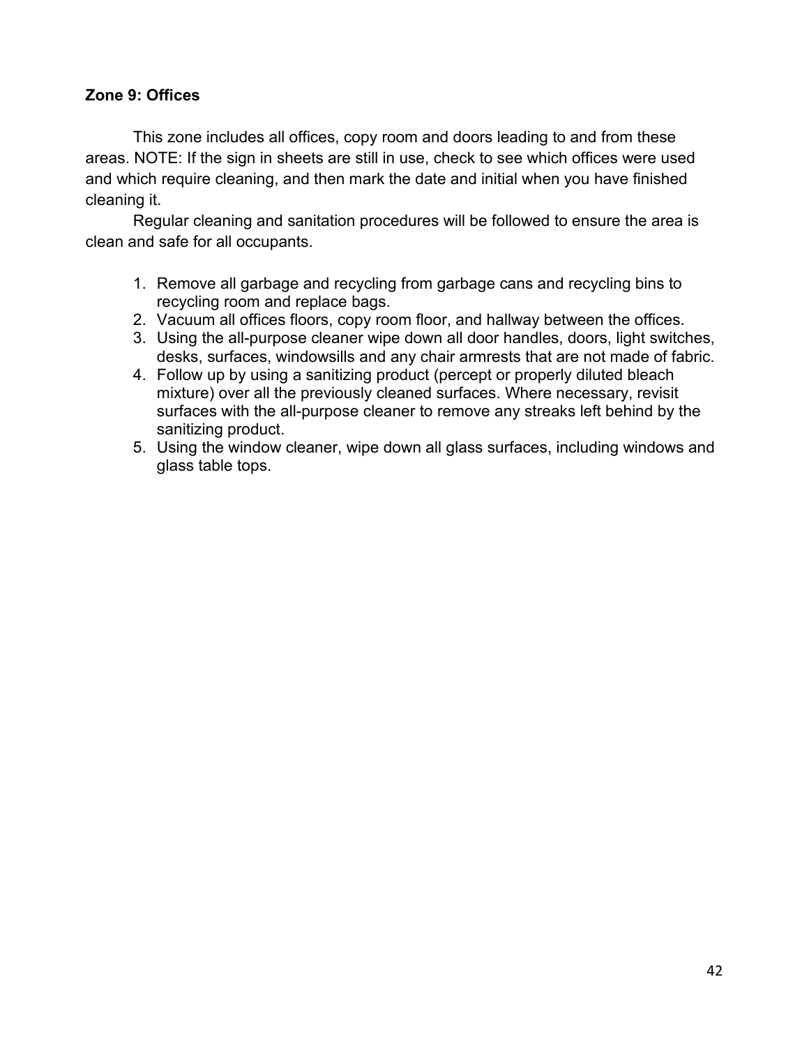**Zone 9: Offices**

This zone includes all offices, copy room and doors leading to and from these areas. NOTE: If the sign in sheets are still in use, check to see which offices were used and which require cleaning, and then mark the date and initial when you have finished cleaning it.

Regular cleaning and sanitation procedures will be followed to ensure the area is clean and safe for all occupants.

1. Remove all garbage and recycling from garbage cans and recycling bins to recycling room and replace bags.
2. Vacuum all offices floors, copy room floor, and hallway between the offices.
3. Using the all-purpose cleaner wipe down all door handles, doors, light switches, desks, surfaces, windowsills and any chair armrests that are not made of fabric.
4. Follow up by using a sanitizing product (percept or properly diluted bleach mixture) over all the previously cleaned surfaces. Where necessary, revisit surfaces with the all-purpose cleaner to remove any streaks left behind by the sanitizing product.
5. Using the window cleaner, wipe down all glass surfaces, including windows and glass table tops.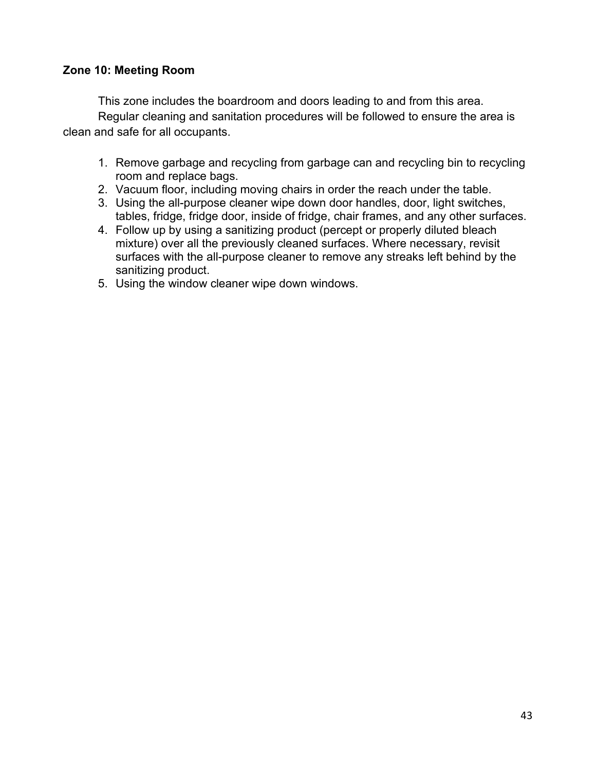**Zone 10: Meeting Room**

This zone includes the boardroom and doors leading to and from this area.

Regular cleaning and sanitation procedures will be followed to ensure the area is clean and safe for all occupants.

1. Remove garbage and recycling from garbage can and recycling bin to recycling room and replace bags.
2. Vacuum floor, including moving chairs in order the reach under the table.
3. Using the all-purpose cleaner wipe down door handles, door, light switches, tables, fridge, fridge door, inside of fridge, chair frames, and any other surfaces.
4. Follow up by using a sanitizing product (percept or properly diluted bleach mixture) over all the previously cleaned surfaces. Where necessary, revisit surfaces with the all-purpose cleaner to remove any streaks left behind by the sanitizing product.
5. Using the window cleaner wipe down windows.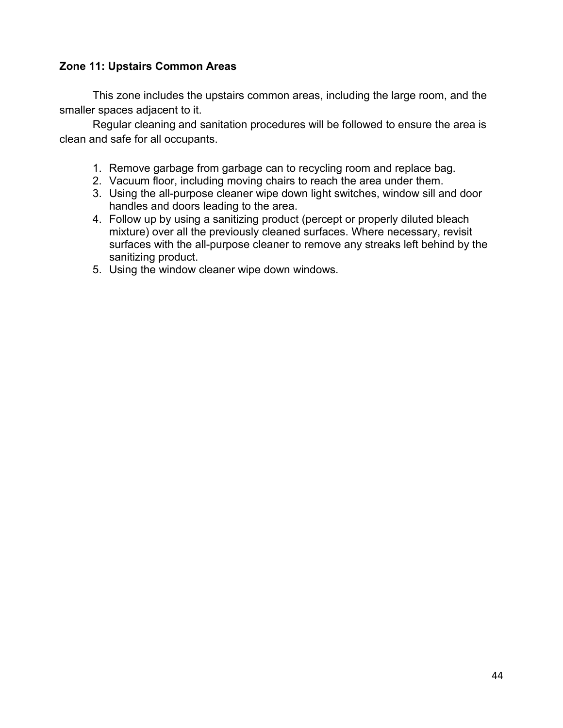**Zone 11: Upstairs Common Areas**

This zone includes the upstairs common areas, including the large room, and the smaller spaces adjacent to it.

Regular cleaning and sanitation procedures will be followed to ensure the area is clean and safe for all occupants.

1. Remove garbage from garbage can to recycling room and replace bag.
2. Vacuum floor, including moving chairs to reach the area under them.
3. Using the all-purpose cleaner wipe down light switches, window sill and door handles and doors leading to the area.
4. Follow up by using a sanitizing product (percept or properly diluted bleach mixture) over all the previously cleaned surfaces. Where necessary, revisit surfaces with the all-purpose cleaner to remove any streaks left behind by the sanitizing product.
5. Using the window cleaner wipe down windows.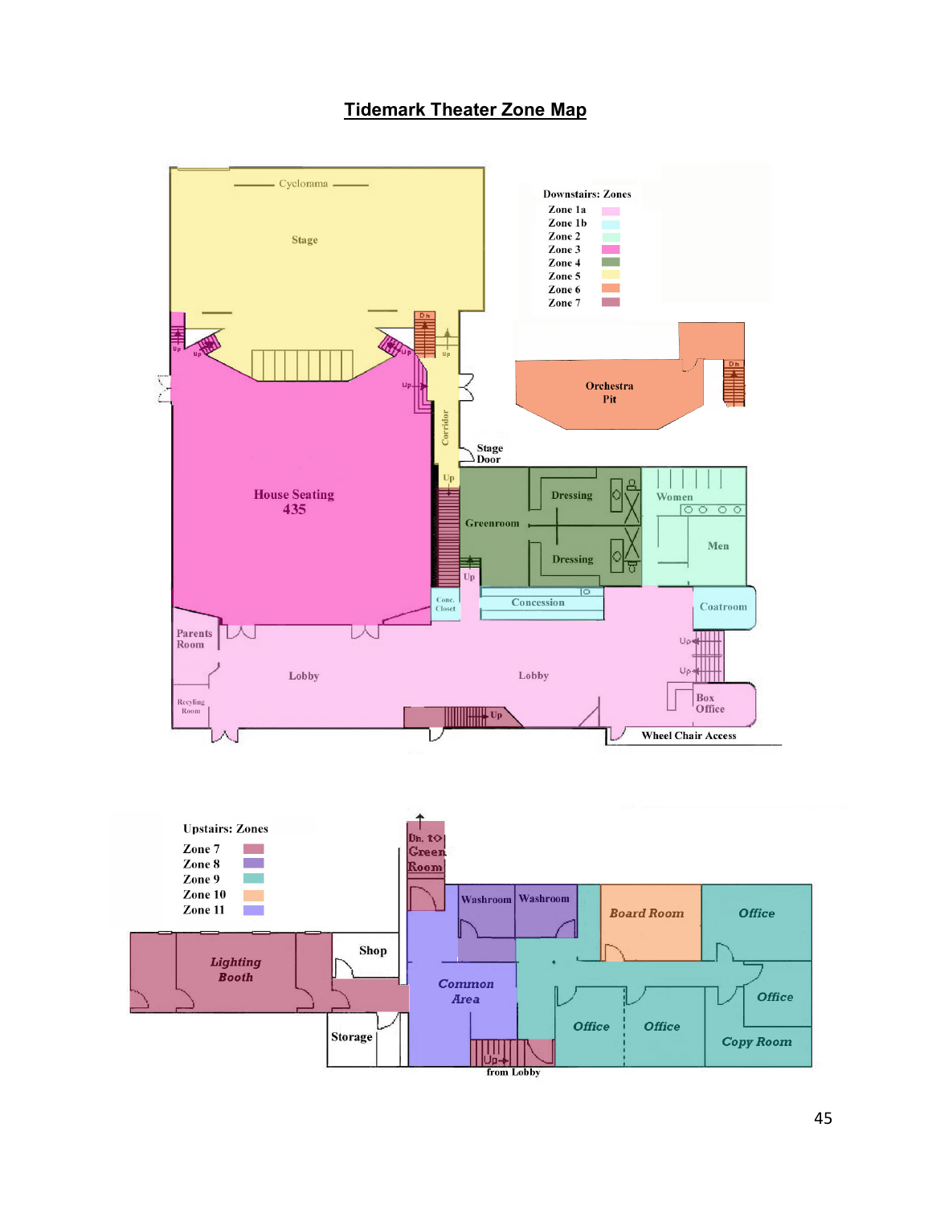# Tidemark Theater Zone Map

**Downstairs: Zones**

- Zone 1a
- Zone 1b
- Zone 2
- Zone 3
- Zone 4
- Zone 5
- Zone 6
- Zone 7

Cyclorama

Stage

Orchestra Pit

Corridor

Stage Door

House Seating 435

Greenroom

Dressing

Dressing

Women

Men

Conc. Closet

Concession

Coatroom

Parents Room

Lobby

Lobby

Recyling Room

Box Office

Wheel Chair Access

**Upstairs: Zones**

- Zone 7
- Zone 8
- Zone 9
- Zone 10
- Zone 11

Dn. to Green Room

Washroom

Washroom

Board Room

Office

Lighting Booth

Shop

Common Area

Office

Storage

Office

Office

Copy Room

Up from Lobby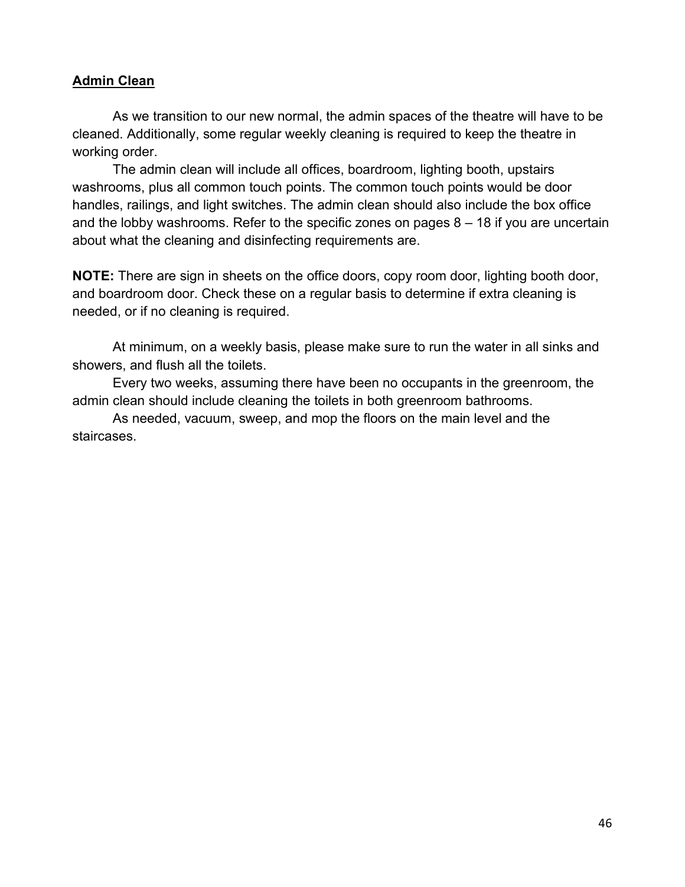## Admin Clean

As we transition to our new normal, the admin spaces of the theatre will have to be cleaned. Additionally, some regular weekly cleaning is required to keep the theatre in working order.

The admin clean will include all offices, boardroom, lighting booth, upstairs washrooms, plus all common touch points. The common touch points would be door handles, railings, and light switches. The admin clean should also include the box office and the lobby washrooms. Refer to the specific zones on pages 8 – 18 if you are uncertain about what the cleaning and disinfecting requirements are.

**NOTE:** There are sign in sheets on the office doors, copy room door, lighting booth door, and boardroom door. Check these on a regular basis to determine if extra cleaning is needed, or if no cleaning is required.

At minimum, on a weekly basis, please make sure to run the water in all sinks and showers, and flush all the toilets.

Every two weeks, assuming there have been no occupants in the greenroom, the admin clean should include cleaning the toilets in both greenroom bathrooms.

As needed, vacuum, sweep, and mop the floors on the main level and the staircases.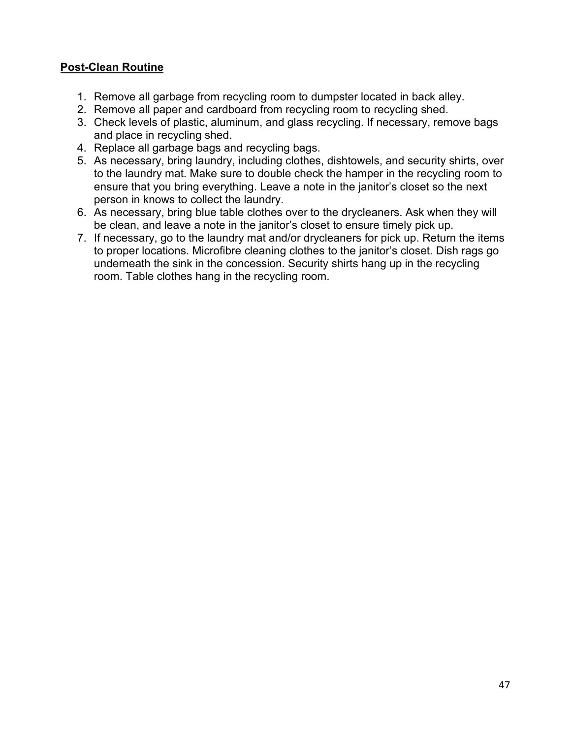**<u>Post-Clean Routine</u>**

1. Remove all garbage from recycling room to dumpster located in back alley.
2. Remove all paper and cardboard from recycling room to recycling shed.
3. Check levels of plastic, aluminum, and glass recycling. If necessary, remove bags and place in recycling shed.
4. Replace all garbage bags and recycling bags.
5. As necessary, bring laundry, including clothes, dishtowels, and security shirts, over to the laundry mat. Make sure to double check the hamper in the recycling room to ensure that you bring everything. Leave a note in the janitor's closet so the next person in knows to collect the laundry.
6. As necessary, bring blue table clothes over to the drycleaners. Ask when they will be clean, and leave a note in the janitor's closet to ensure timely pick up.
7. If necessary, go to the laundry mat and/or drycleaners for pick up. Return the items to proper locations. Microfibre cleaning clothes to the janitor's closet. Dish rags go underneath the sink in the concession. Security shirts hang up in the recycling room. Table clothes hang in the recycling room.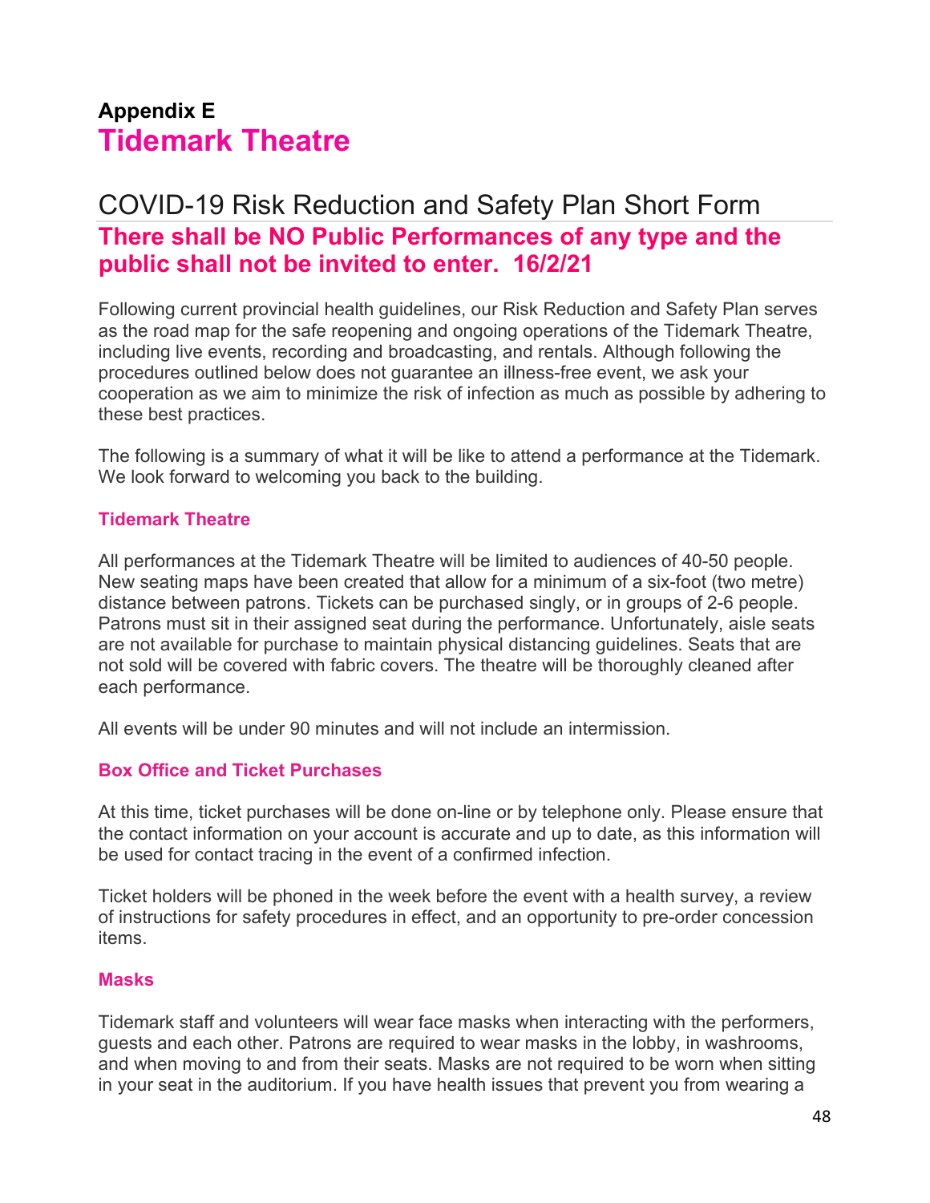# Appendix E
# Tidemark Theatre

## COVID-19 Risk Reduction and Safety Plan Short Form

**There shall be NO Public Performances of any type and the public shall not be invited to enter. 16/2/21**

Following current provincial health guidelines, our Risk Reduction and Safety Plan serves as the road map for the safe reopening and ongoing operations of the Tidemark Theatre, including live events, recording and broadcasting, and rentals. Although following the procedures outlined below does not guarantee an illness-free event, we ask your cooperation as we aim to minimize the risk of infection as much as possible by adhering to these best practices.

The following is a summary of what it will be like to attend a performance at the Tidemark. We look forward to welcoming you back to the building.

### Tidemark Theatre

All performances at the Tidemark Theatre will be limited to audiences of 40-50 people. New seating maps have been created that allow for a minimum of a six-foot (two metre) distance between patrons. Tickets can be purchased singly, or in groups of 2-6 people. Patrons must sit in their assigned seat during the performance. Unfortunately, aisle seats are not available for purchase to maintain physical distancing guidelines. Seats that are not sold will be covered with fabric covers. The theatre will be thoroughly cleaned after each performance.

All events will be under 90 minutes and will not include an intermission.

### Box Office and Ticket Purchases

At this time, ticket purchases will be done on-line or by telephone only. Please ensure that the contact information on your account is accurate and up to date, as this information will be used for contact tracing in the event of a confirmed infection.

Ticket holders will be phoned in the week before the event with a health survey, a review of instructions for safety procedures in effect, and an opportunity to pre-order concession items.

### Masks

Tidemark staff and volunteers will wear face masks when interacting with the performers, guests and each other. Patrons are required to wear masks in the lobby, in washrooms, and when moving to and from their seats. Masks are not required to be worn when sitting in your seat in the auditorium. If you have health issues that prevent you from wearing a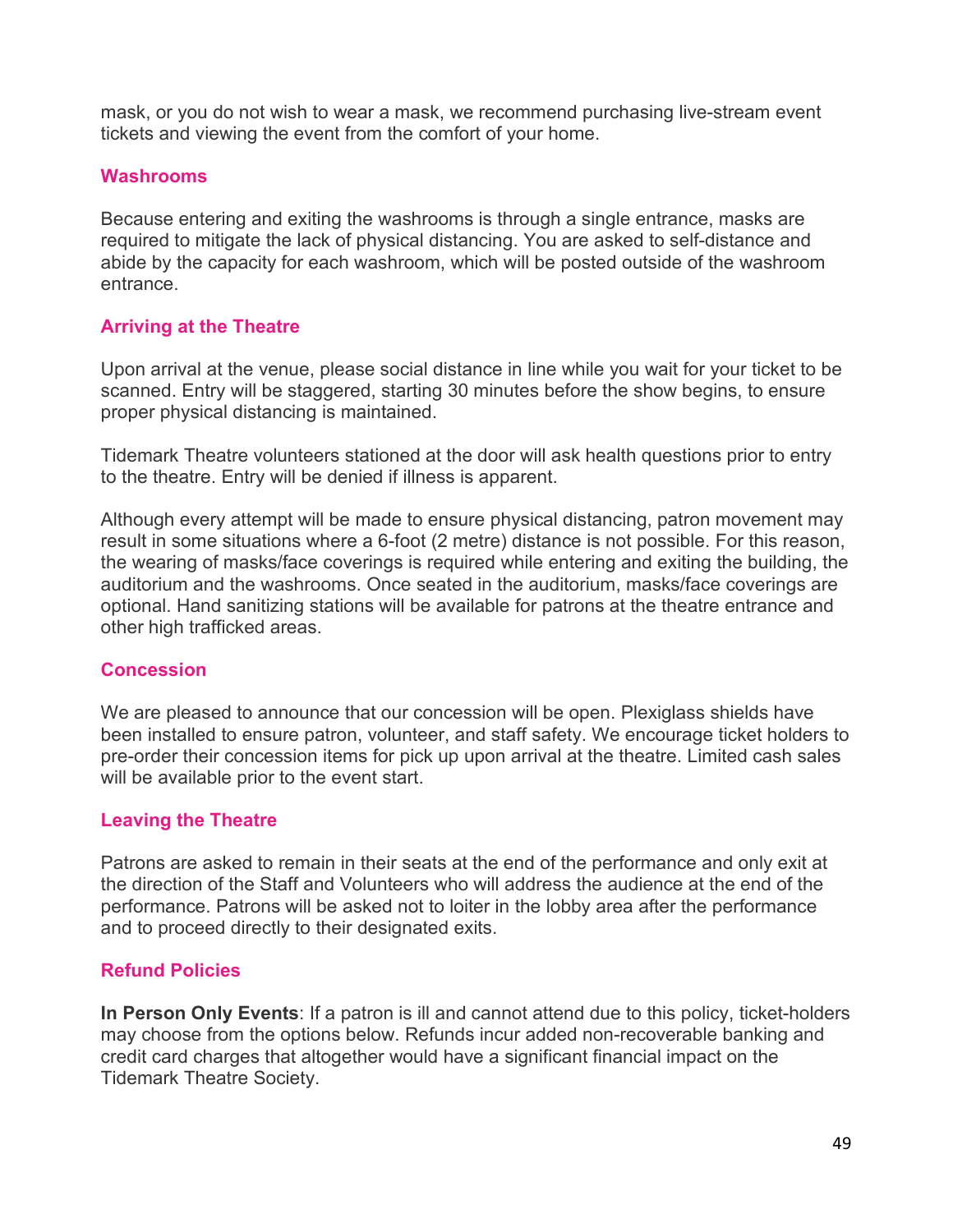mask, or you do not wish to wear a mask, we recommend purchasing live-stream event tickets and viewing the event from the comfort of your home.

### Washrooms

Because entering and exiting the washrooms is through a single entrance, masks are required to mitigate the lack of physical distancing. You are asked to self-distance and abide by the capacity for each washroom, which will be posted outside of the washroom entrance.

### Arriving at the Theatre

Upon arrival at the venue, please social distance in line while you wait for your ticket to be scanned. Entry will be staggered, starting 30 minutes before the show begins, to ensure proper physical distancing is maintained.

Tidemark Theatre volunteers stationed at the door will ask health questions prior to entry to the theatre. Entry will be denied if illness is apparent.

Although every attempt will be made to ensure physical distancing, patron movement may result in some situations where a 6-foot (2 metre) distance is not possible. For this reason, the wearing of masks/face coverings is required while entering and exiting the building, the auditorium and the washrooms. Once seated in the auditorium, masks/face coverings are optional. Hand sanitizing stations will be available for patrons at the theatre entrance and other high trafficked areas.

### Concession

We are pleased to announce that our concession will be open. Plexiglass shields have been installed to ensure patron, volunteer, and staff safety. We encourage ticket holders to pre-order their concession items for pick up upon arrival at the theatre. Limited cash sales will be available prior to the event start.

### Leaving the Theatre

Patrons are asked to remain in their seats at the end of the performance and only exit at the direction of the Staff and Volunteers who will address the audience at the end of the performance. Patrons will be asked not to loiter in the lobby area after the performance and to proceed directly to their designated exits.

### Refund Policies

**In Person Only Events**: If a patron is ill and cannot attend due to this policy, ticket-holders may choose from the options below. Refunds incur added non-recoverable banking and credit card charges that altogether would have a significant financial impact on the Tidemark Theatre Society.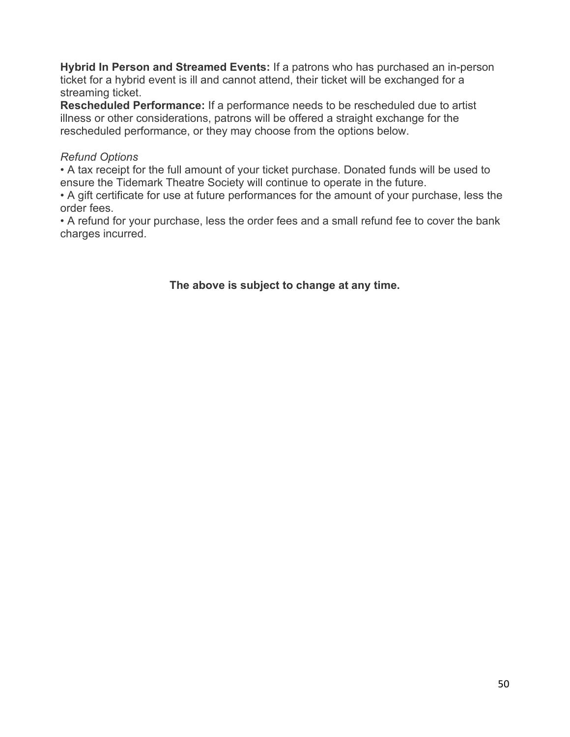**Hybrid In Person and Streamed Events:** If a patrons who has purchased an in-person ticket for a hybrid event is ill and cannot attend, their ticket will be exchanged for a streaming ticket.

**Rescheduled Performance:** If a performance needs to be rescheduled due to artist illness or other considerations, patrons will be offered a straight exchange for the rescheduled performance, or they may choose from the options below.

*Refund Options*

- A tax receipt for the full amount of your ticket purchase. Donated funds will be used to ensure the Tidemark Theatre Society will continue to operate in the future.
- A gift certificate for use at future performances for the amount of your purchase, less the order fees.
- A refund for your purchase, less the order fees and a small refund fee to cover the bank charges incurred.

**The above is subject to change at any time.**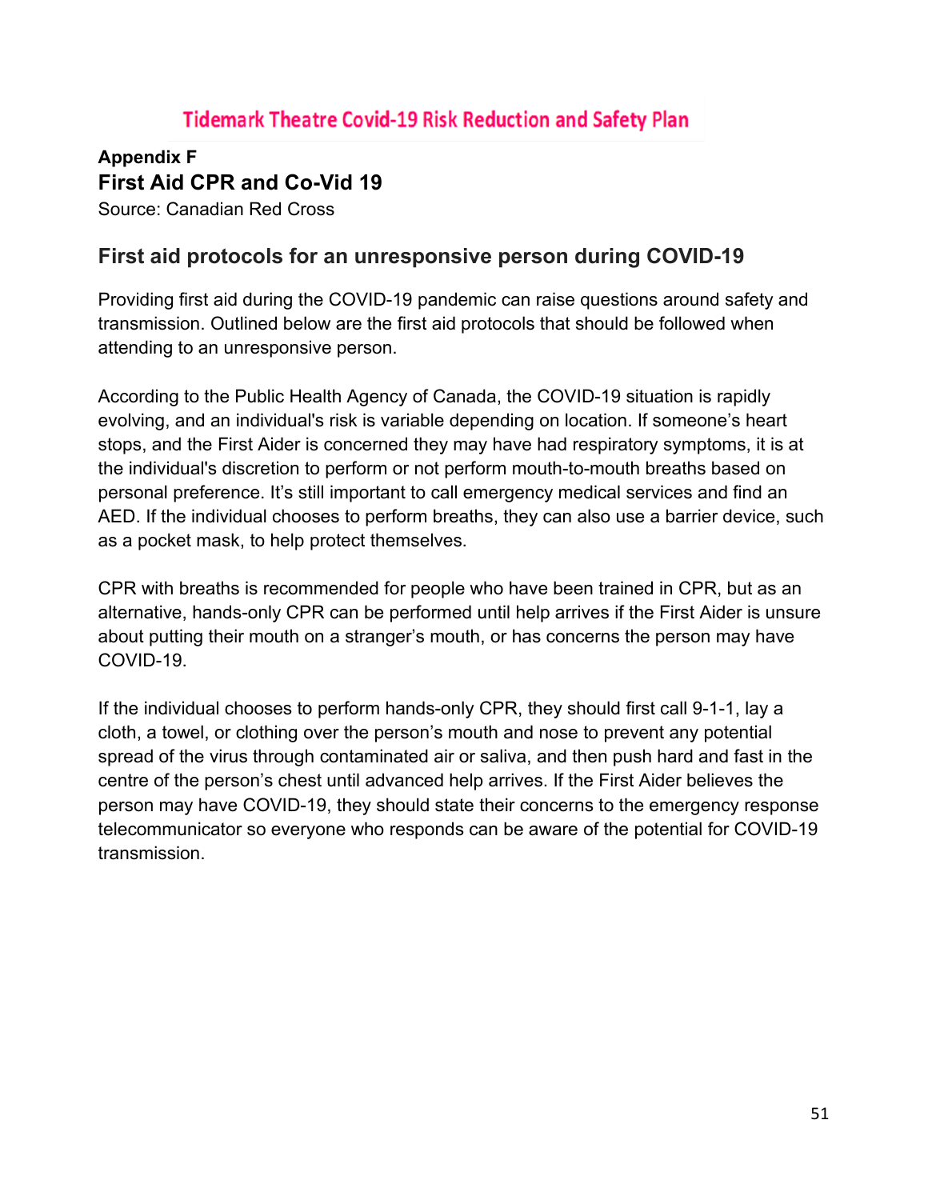**Appendix F**

## First Aid CPR and Co-Vid 19

Source: Canadian Red Cross

### First aid protocols for an unresponsive person during COVID-19

Providing first aid during the COVID-19 pandemic can raise questions around safety and transmission. Outlined below are the first aid protocols that should be followed when attending to an unresponsive person.

According to the Public Health Agency of Canada, the COVID-19 situation is rapidly evolving, and an individual's risk is variable depending on location. If someone's heart stops, and the First Aider is concerned they may have had respiratory symptoms, it is at the individual's discretion to perform or not perform mouth-to-mouth breaths based on personal preference. It's still important to call emergency medical services and find an AED. If the individual chooses to perform breaths, they can also use a barrier device, such as a pocket mask, to help protect themselves.

CPR with breaths is recommended for people who have been trained in CPR, but as an alternative, hands-only CPR can be performed until help arrives if the First Aider is unsure about putting their mouth on a stranger's mouth, or has concerns the person may have COVID-19.

If the individual chooses to perform hands-only CPR, they should first call 9-1-1, lay a cloth, a towel, or clothing over the person's mouth and nose to prevent any potential spread of the virus through contaminated air or saliva, and then push hard and fast in the centre of the person's chest until advanced help arrives. If the First Aider believes the person may have COVID-19, they should state their concerns to the emergency response telecommunicator so everyone who responds can be aware of the potential for COVID-19 transmission.